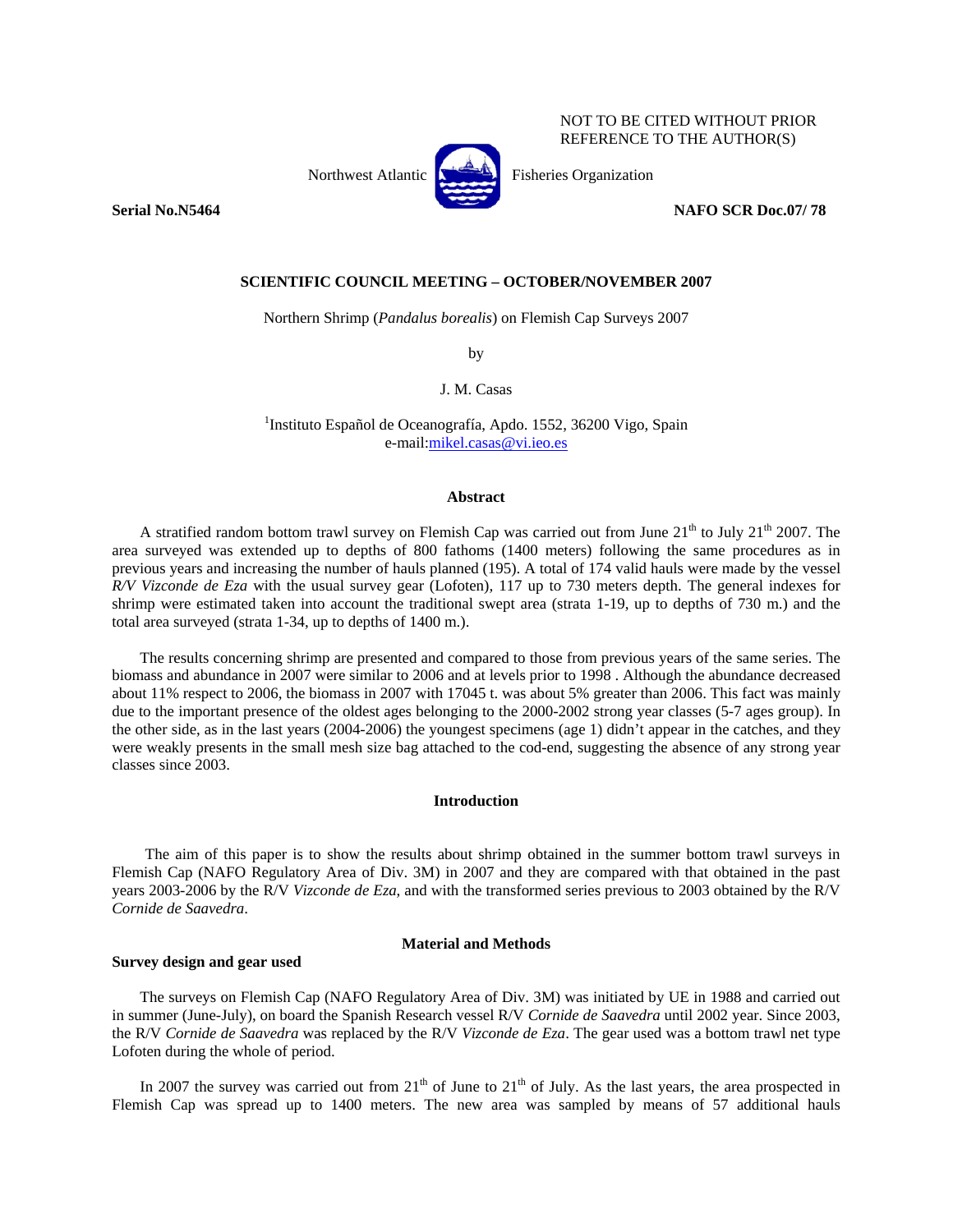NOT TO BE CITED WITHOUT PRIOR REFERENCE TO THE AUTHOR(S)

Northwest Atlantic Fisheries Organization

**Serial No.N5464** **NAFO SCR Doc.07/ 78**

**SCIENTIFIC COUNCIL MEETING – OCTOBER/NOVEMBER 2007**

Northern Shrimp (*Pandalus borealis*) on Flemish Cap Surveys 2007

by

J. M. Casas

[1]Instituto Español de Oceanografía, Apdo. 1552, 36200 Vigo, Spain
e-mail:mikel.casas@vi.ieo.es

## Abstract

A stratified random bottom trawl survey on Flemish Cap was carried out from June 21th to July 21th 2007. The area surveyed was extended up to depths of 800 fathoms (1400 meters) following the same procedures as in previous years and increasing the number of hauls planned (195). A total of 174 valid hauls were made by the vessel *R/V Vizconde de Eza* with the usual survey gear (Lofoten), 117 up to 730 meters depth. The general indexes for shrimp were estimated taken into account the traditional swept area (strata 1-19, up to depths of 730 m.) and the total area surveyed (strata 1-34, up to depths of 1400 m.).

The results concerning shrimp are presented and compared to those from previous years of the same series. The biomass and abundance in 2007 were similar to 2006 and at levels prior to 1998 . Although the abundance decreased about 11% respect to 2006, the biomass in 2007 with 17045 t. was about 5% greater than 2006. This fact was mainly due to the important presence of the oldest ages belonging to the 2000-2002 strong year classes (5-7 ages group). In the other side, as in the last years (2004-2006) the youngest specimens (age 1) didn't appear in the catches, and they were weakly presents in the small mesh size bag attached to the cod-end, suggesting the absence of any strong year classes since 2003.

## Introduction

The aim of this paper is to show the results about shrimp obtained in the summer bottom trawl surveys in Flemish Cap (NAFO Regulatory Area of Div. 3M) in 2007 and they are compared with that obtained in the past years 2003-2006 by the R/V *Vizconde de Eza*, and with the transformed series previous to 2003 obtained by the R/V *Cornide de Saavedra*.

## Material and Methods

### Survey design and gear used

The surveys on Flemish Cap (NAFO Regulatory Area of Div. 3M) was initiated by UE in 1988 and carried out in summer (June-July), on board the Spanish Research vessel R/V *Cornide de Saavedra* until 2002 year. Since 2003, the R/V *Cornide de Saavedra* was replaced by the R/V *Vizconde de Eza*. The gear used was a bottom trawl net type Lofoten during the whole of period.

In 2007 the survey was carried out from 21th of June to 21th of July. As the last years, the area prospected in Flemish Cap was spread up to 1400 meters. The new area was sampled by means of 57 additional hauls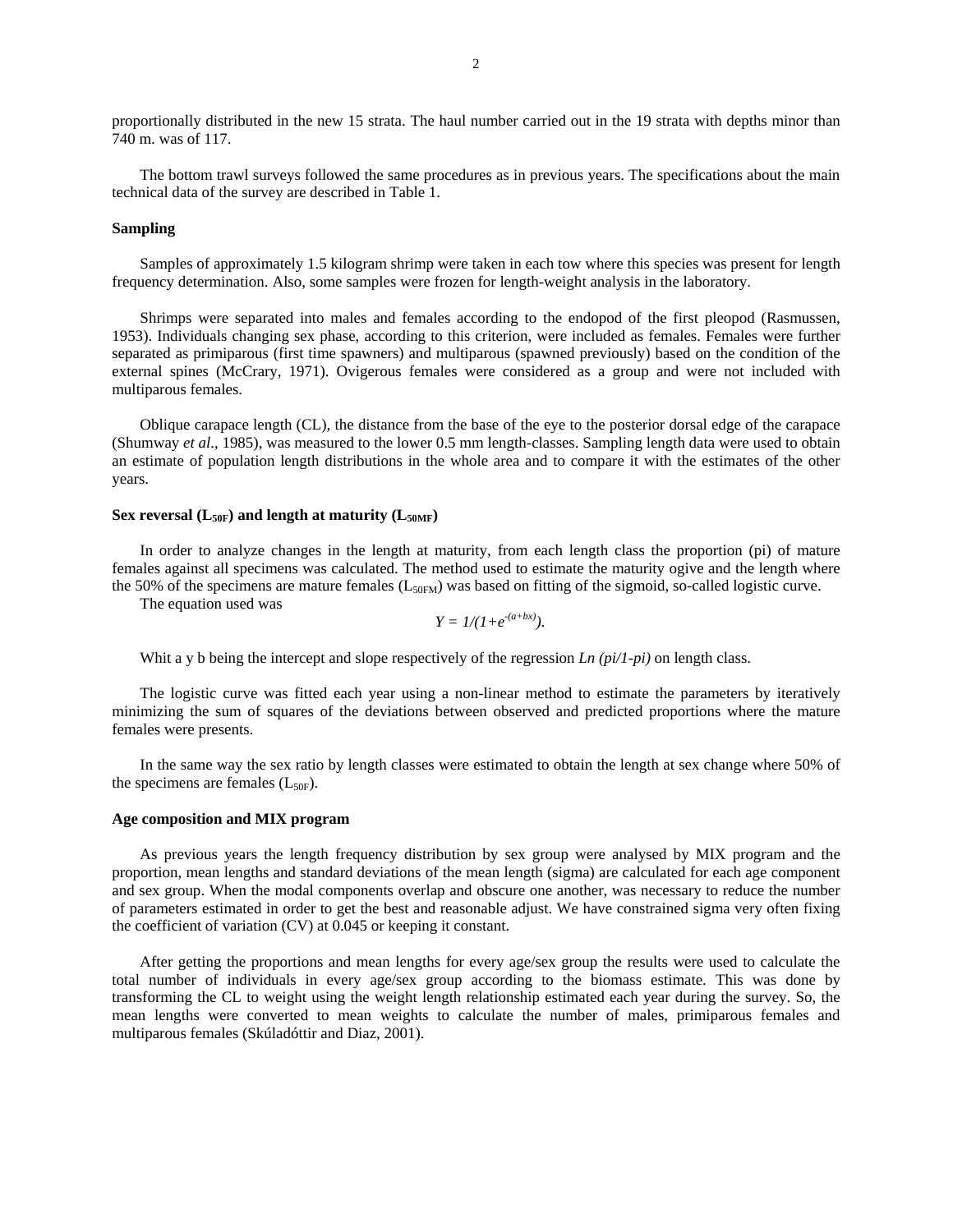proportionally distributed in the new 15 strata. The haul number carried out in the 19 strata with depths minor than 740 m. was of 117.

The bottom trawl surveys followed the same procedures as in previous years. The specifications about the main technical data of the survey are described in Table 1.

**Sampling**

Samples of approximately 1.5 kilogram shrimp were taken in each tow where this species was present for length frequency determination. Also, some samples were frozen for length-weight analysis in the laboratory.

Shrimps were separated into males and females according to the endopod of the first pleopod (Rasmussen, 1953). Individuals changing sex phase, according to this criterion, were included as females. Females were further separated as primiparous (first time spawners) and multiparous (spawned previously) based on the condition of the external spines (McCrary, 1971). Ovigerous females were considered as a group and were not included with multiparous females.

Oblique carapace length (CL), the distance from the base of the eye to the posterior dorsal edge of the carapace (Shumway *et al*., 1985), was measured to the lower 0.5 mm length-classes. Sampling length data were used to obtain an estimate of population length distributions in the whole area and to compare it with the estimates of the other years.

**Sex reversal ($L_{50F}$) and length at maturity ($L_{50MF}$)**

In order to analyze changes in the length at maturity, from each length class the proportion (pi) of mature females against all specimens was calculated. The method used to estimate the maturity ogive and the length where the 50% of the specimens are mature females ($L_{50FM}$) was based on fitting of the sigmoid, so-called logistic curve.

The equation used was

$$Y = 1/(1+e^{-(a+bx)}).$$

Whit a y b being the intercept and slope respectively of the regression $Ln\ (pi/1-pi)$ on length class.

The logistic curve was fitted each year using a non-linear method to estimate the parameters by iteratively minimizing the sum of squares of the deviations between observed and predicted proportions where the mature females were presents.

In the same way the sex ratio by length classes were estimated to obtain the length at sex change where 50% of the specimens are females ($L_{50F}$).

**Age composition and MIX program**

As previous years the length frequency distribution by sex group were analysed by MIX program and the proportion, mean lengths and standard deviations of the mean length (sigma) are calculated for each age component and sex group. When the modal components overlap and obscure one another, was necessary to reduce the number of parameters estimated in order to get the best and reasonable adjust. We have constrained sigma very often fixing the coefficient of variation (CV) at 0.045 or keeping it constant.

After getting the proportions and mean lengths for every age/sex group the results were used to calculate the total number of individuals in every age/sex group according to the biomass estimate. This was done by transforming the CL to weight using the weight length relationship estimated each year during the survey. So, the mean lengths were converted to mean weights to calculate the number of males, primiparous females and multiparous females (Skúladóttir and Diaz, 2001).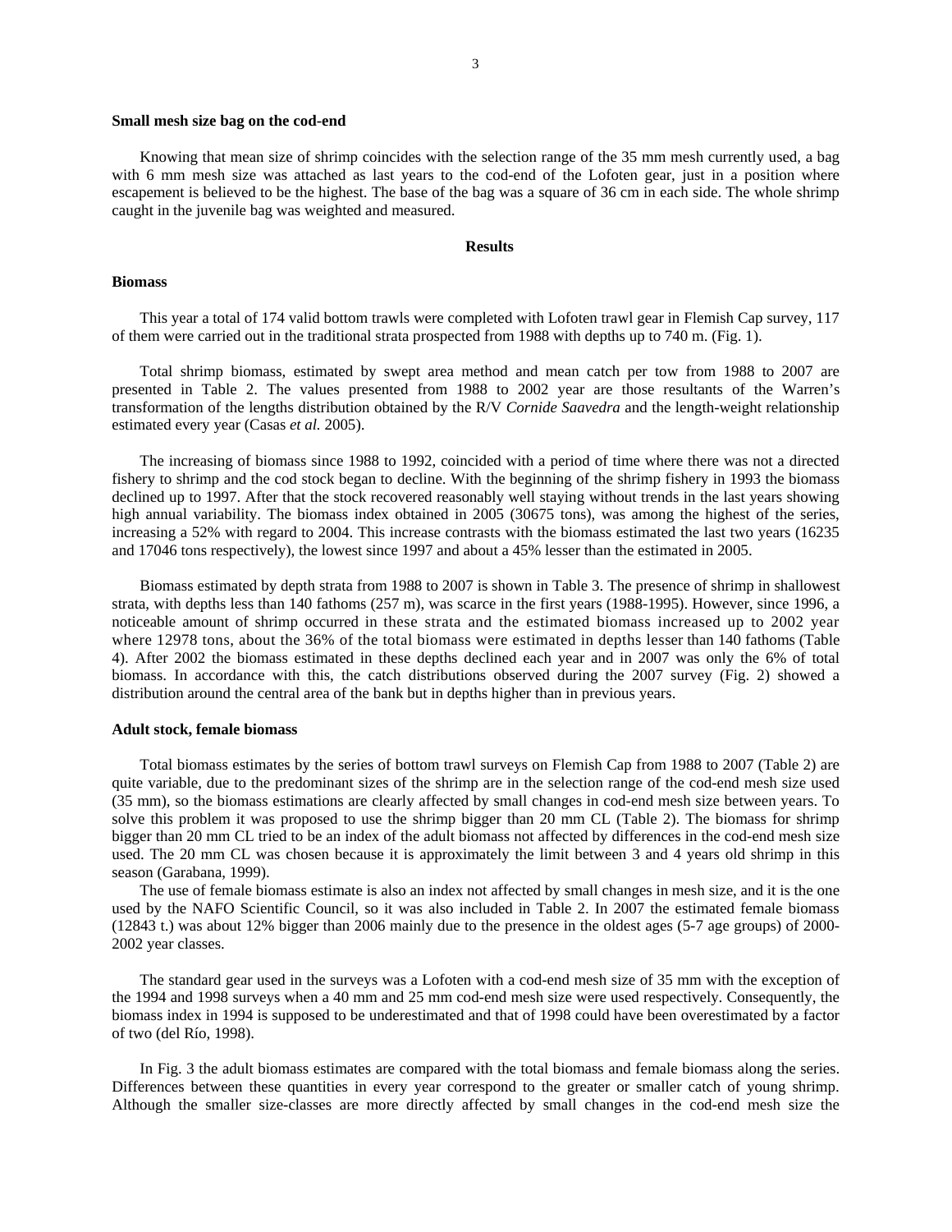**Small mesh size bag on the cod-end**

Knowing that mean size of shrimp coincides with the selection range of the 35 mm mesh currently used, a bag with 6 mm mesh size was attached as last years to the cod-end of the Lofoten gear, just in a position where escapement is believed to be the highest. The base of the bag was a square of 36 cm in each side. The whole shrimp caught in the juvenile bag was weighted and measured.

## Results

**Biomass**

This year a total of 174 valid bottom trawls were completed with Lofoten trawl gear in Flemish Cap survey, 117 of them were carried out in the traditional strata prospected from 1988 with depths up to 740 m. (Fig. 1).

Total shrimp biomass, estimated by swept area method and mean catch per tow from 1988 to 2007 are presented in Table 2. The values presented from 1988 to 2002 year are those resultants of the Warren's transformation of the lengths distribution obtained by the R/V *Cornide Saavedra* and the length-weight relationship estimated every year (Casas *et al.* 2005).

The increasing of biomass since 1988 to 1992, coincided with a period of time where there was not a directed fishery to shrimp and the cod stock began to decline. With the beginning of the shrimp fishery in 1993 the biomass declined up to 1997. After that the stock recovered reasonably well staying without trends in the last years showing high annual variability. The biomass index obtained in 2005 (30675 tons), was among the highest of the series, increasing a 52% with regard to 2004. This increase contrasts with the biomass estimated the last two years (16235 and 17046 tons respectively), the lowest since 1997 and about a 45% lesser than the estimated in 2005.

Biomass estimated by depth strata from 1988 to 2007 is shown in Table 3. The presence of shrimp in shallowest strata, with depths less than 140 fathoms (257 m), was scarce in the first years (1988-1995). However, since 1996, a noticeable amount of shrimp occurred in these strata and the estimated biomass increased up to 2002 year where 12978 tons, about the 36% of the total biomass were estimated in depths lesser than 140 fathoms (Table 4). After 2002 the biomass estimated in these depths declined each year and in 2007 was only the 6% of total biomass. In accordance with this, the catch distributions observed during the 2007 survey (Fig. 2) showed a distribution around the central area of the bank but in depths higher than in previous years.

**Adult stock, female biomass**

Total biomass estimates by the series of bottom trawl surveys on Flemish Cap from 1988 to 2007 (Table 2) are quite variable, due to the predominant sizes of the shrimp are in the selection range of the cod-end mesh size used (35 mm), so the biomass estimations are clearly affected by small changes in cod-end mesh size between years. To solve this problem it was proposed to use the shrimp bigger than 20 mm CL (Table 2). The biomass for shrimp bigger than 20 mm CL tried to be an index of the adult biomass not affected by differences in the cod-end mesh size used. The 20 mm CL was chosen because it is approximately the limit between 3 and 4 years old shrimp in this season (Garabana, 1999).

The use of female biomass estimate is also an index not affected by small changes in mesh size, and it is the one used by the NAFO Scientific Council, so it was also included in Table 2. In 2007 the estimated female biomass (12843 t.) was about 12% bigger than 2006 mainly due to the presence in the oldest ages (5-7 age groups) of 2000-2002 year classes.

The standard gear used in the surveys was a Lofoten with a cod-end mesh size of 35 mm with the exception of the 1994 and 1998 surveys when a 40 mm and 25 mm cod-end mesh size were used respectively. Consequently, the biomass index in 1994 is supposed to be underestimated and that of 1998 could have been overestimated by a factor of two (del Río, 1998).

In Fig. 3 the adult biomass estimates are compared with the total biomass and female biomass along the series. Differences between these quantities in every year correspond to the greater or smaller catch of young shrimp. Although the smaller size-classes are more directly affected by small changes in the cod-end mesh size the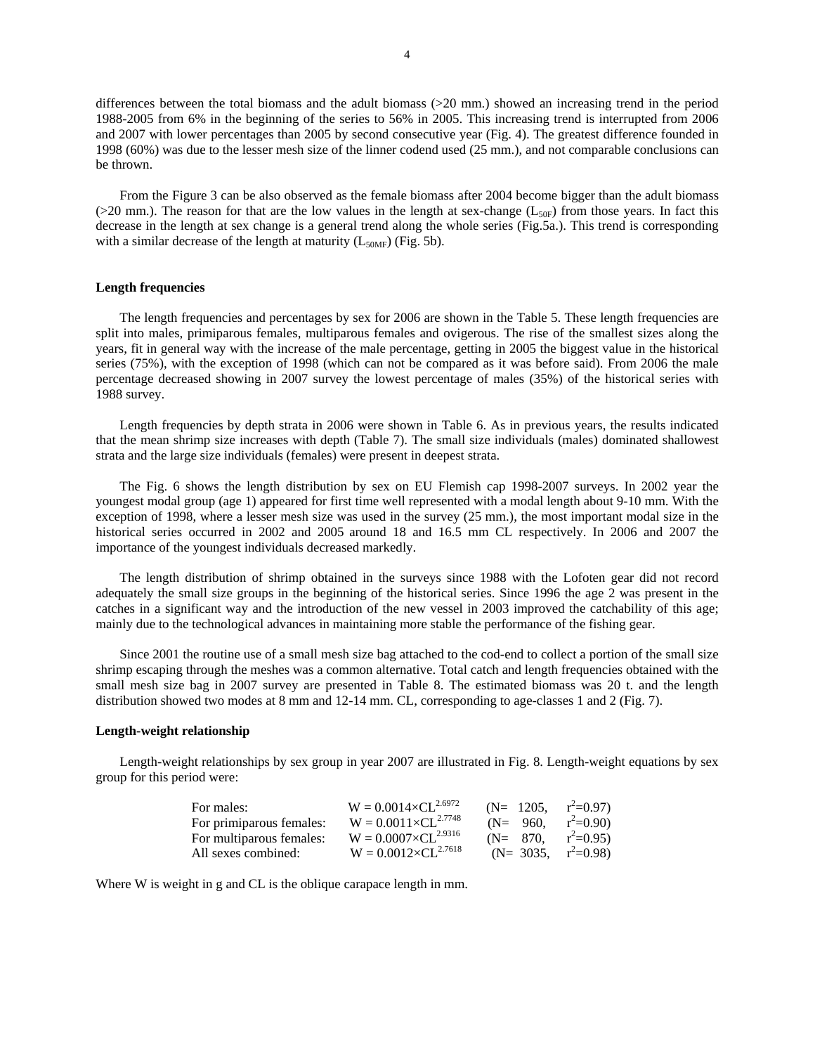differences between the total biomass and the adult biomass (>20 mm.) showed an increasing trend in the period 1988-2005 from 6% in the beginning of the series to 56% in 2005. This increasing trend is interrupted from 2006 and 2007 with lower percentages than 2005 by second consecutive year (Fig. 4). The greatest difference founded in 1998 (60%) was due to the lesser mesh size of the linner codend used (25 mm.), and not comparable conclusions can be thrown.

From the Figure 3 can be also observed as the female biomass after 2004 become bigger than the adult biomass (>20 mm.). The reason for that are the low values in the length at sex-change ($L_{50F}$) from those years. In fact this decrease in the length at sex change is a general trend along the whole series (Fig.5a.). This trend is corresponding with a similar decrease of the length at maturity ($L_{50MF}$) (Fig. 5b).

**Length frequencies**

The length frequencies and percentages by sex for 2006 are shown in the Table 5. These length frequencies are split into males, primiparous females, multiparous females and ovigerous. The rise of the smallest sizes along the years, fit in general way with the increase of the male percentage, getting in 2005 the biggest value in the historical series (75%), with the exception of 1998 (which can not be compared as it was before said). From 2006 the male percentage decreased showing in 2007 survey the lowest percentage of males (35%) of the historical series with 1988 survey.

Length frequencies by depth strata in 2006 were shown in Table 6. As in previous years, the results indicated that the mean shrimp size increases with depth (Table 7). The small size individuals (males) dominated shallowest strata and the large size individuals (females) were present in deepest strata.

The Fig. 6 shows the length distribution by sex on EU Flemish cap 1998-2007 surveys. In 2002 year the youngest modal group (age 1) appeared for first time well represented with a modal length about 9-10 mm. With the exception of 1998, where a lesser mesh size was used in the survey (25 mm.), the most important modal size in the historical series occurred in 2002 and 2005 around 18 and 16.5 mm CL respectively. In 2006 and 2007 the importance of the youngest individuals decreased markedly.

The length distribution of shrimp obtained in the surveys since 1988 with the Lofoten gear did not record adequately the small size groups in the beginning of the historical series. Since 1996 the age 2 was present in the catches in a significant way and the introduction of the new vessel in 2003 improved the catchability of this age; mainly due to the technological advances in maintaining more stable the performance of the fishing gear.

Since 2001 the routine use of a small mesh size bag attached to the cod-end to collect a portion of the small size shrimp escaping through the meshes was a common alternative. Total catch and length frequencies obtained with the small mesh size bag in 2007 survey are presented in Table 8. The estimated biomass was 20 t. and the length distribution showed two modes at 8 mm and 12-14 mm. CL, corresponding to age-classes 1 and 2 (Fig. 7).

**Length-weight relationship**

Length-weight relationships by sex group in year 2007 are illustrated in Fig. 8. Length-weight equations by sex group for this period were:

| | | | |
|---|---|---|---|
| For males: | $W = 0.0014 \times CL^{2.6972}$ | (N= 1205, | $r^2$=0.97) |
| For primiparous females: | $W = 0.0011 \times CL^{2.7748}$ | (N= 960, | $r^2$=0.90) |
| For multiparous females: | $W = 0.0007 \times CL^{2.9316}$ | (N= 870, | $r^2$=0.95) |
| All sexes combined: | $W = 0.0012 \times CL^{2.7618}$ | (N= 3035, | $r^2$=0.98) |

Where W is weight in g and CL is the oblique carapace length in mm.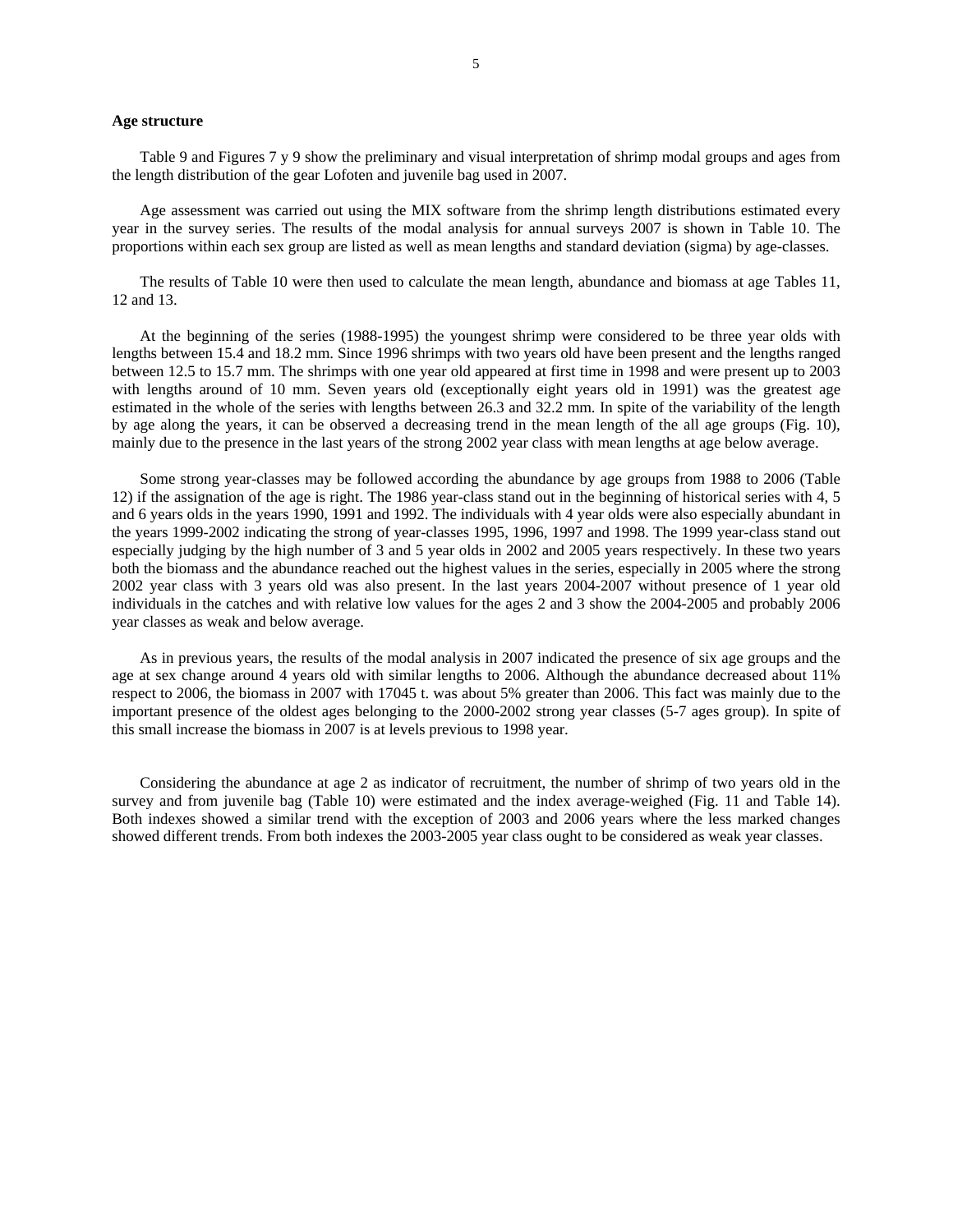**Age structure**

Table 9 and Figures 7 y 9 show the preliminary and visual interpretation of shrimp modal groups and ages from the length distribution of the gear Lofoten and juvenile bag used in 2007.

Age assessment was carried out using the MIX software from the shrimp length distributions estimated every year in the survey series. The results of the modal analysis for annual surveys 2007 is shown in Table 10. The proportions within each sex group are listed as well as mean lengths and standard deviation (sigma) by age-classes.

The results of Table 10 were then used to calculate the mean length, abundance and biomass at age Tables 11, 12 and 13.

At the beginning of the series (1988-1995) the youngest shrimp were considered to be three year olds with lengths between 15.4 and 18.2 mm. Since 1996 shrimps with two years old have been present and the lengths ranged between 12.5 to 15.7 mm. The shrimps with one year old appeared at first time in 1998 and were present up to 2003 with lengths around of 10 mm. Seven years old (exceptionally eight years old in 1991) was the greatest age estimated in the whole of the series with lengths between 26.3 and 32.2 mm. In spite of the variability of the length by age along the years, it can be observed a decreasing trend in the mean length of the all age groups (Fig. 10), mainly due to the presence in the last years of the strong 2002 year class with mean lengths at age below average.

Some strong year-classes may be followed according the abundance by age groups from 1988 to 2006 (Table 12) if the assignation of the age is right. The 1986 year-class stand out in the beginning of historical series with 4, 5 and 6 years olds in the years 1990, 1991 and 1992. The individuals with 4 year olds were also especially abundant in the years 1999-2002 indicating the strong of year-classes 1995, 1996, 1997 and 1998. The 1999 year-class stand out especially judging by the high number of 3 and 5 year olds in 2002 and 2005 years respectively. In these two years both the biomass and the abundance reached out the highest values in the series, especially in 2005 where the strong 2002 year class with 3 years old was also present. In the last years 2004-2007 without presence of 1 year old individuals in the catches and with relative low values for the ages 2 and 3 show the 2004-2005 and probably 2006 year classes as weak and below average.

As in previous years, the results of the modal analysis in 2007 indicated the presence of six age groups and the age at sex change around 4 years old with similar lengths to 2006. Although the abundance decreased about 11% respect to 2006, the biomass in 2007 with 17045 t. was about 5% greater than 2006. This fact was mainly due to the important presence of the oldest ages belonging to the 2000-2002 strong year classes (5-7 ages group). In spite of this small increase the biomass in 2007 is at levels previous to 1998 year.

Considering the abundance at age 2 as indicator of recruitment, the number of shrimp of two years old in the survey and from juvenile bag (Table 10) were estimated and the index average-weighed (Fig. 11 and Table 14). Both indexes showed a similar trend with the exception of 2003 and 2006 years where the less marked changes showed different trends. From both indexes the 2003-2005 year class ought to be considered as weak year classes.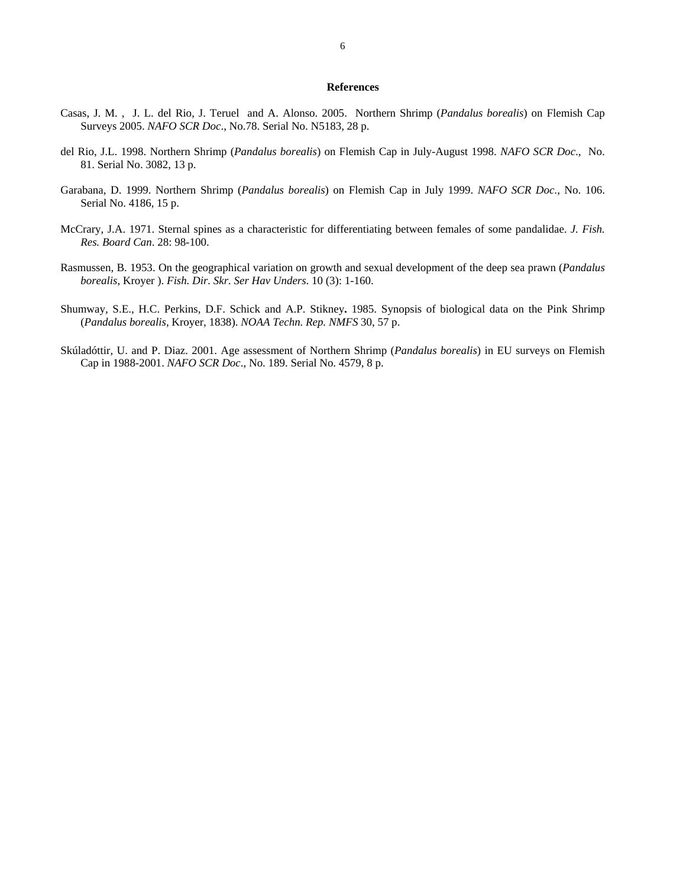## References

Casas, J. M. , J. L. del Rio, J. Teruel and A. Alonso. 2005. Northern Shrimp (*Pandalus borealis*) on Flemish Cap Surveys 2005. *NAFO SCR Doc*., No.78. Serial No. N5183, 28 p.

del Rio, J.L. 1998. Northern Shrimp (*Pandalus borealis*) on Flemish Cap in July-August 1998. *NAFO SCR Doc*., No. 81. Serial No. 3082, 13 p.

Garabana, D. 1999. Northern Shrimp (*Pandalus borealis*) on Flemish Cap in July 1999. *NAFO SCR Doc.*, No. 106. Serial No. 4186, 15 p.

McCrary, J.A. 1971. Sternal spines as a characteristic for differentiating between females of some pandalidae. *J. Fish. Res. Board Can*. 28: 98-100.

Rasmussen, B. 1953. On the geographical variation on growth and sexual development of the deep sea prawn (*Pandalus borealis,* Kroyer ). *Fish. Dir. Skr. Ser Hav Unders*. 10 (3): 1-160.

Shumway, S.E., H.C. Perkins, D.F. Schick and A.P. Stikney**.** 1985. Synopsis of biological data on the Pink Shrimp (*Pandalus borealis*, Kroyer, 1838). *NOAA Techn. Rep. NMFS* 30, 57 p.

Skúladóttir, U. and P. Diaz. 2001. Age assessment of Northern Shrimp (*Pandalus borealis*) in EU surveys on Flemish Cap in 1988-2001. *NAFO SCR Doc*., No. 189. Serial No. 4579, 8 p.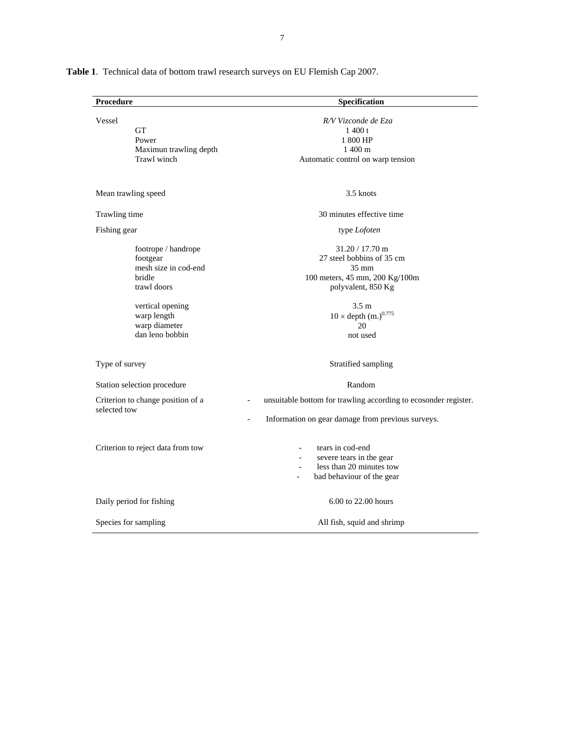**Table 1**. Technical data of bottom trawl research surveys on EU Flemish Cap 2007.

| Procedure | Specification |
|---|---|
| Vessel | *R/V Vizconde de Eza* |
| GT | 1 400 t |
| Power | 1 800 HP |
| Maximun trawling depth | 1 400 m |
| Trawl winch | Automatic control on warp tension |
| Mean trawling speed | 3.5 knots |
| Trawling time | 30 minutes effective time |
| Fishing gear | type *Lofoten* |
| footrope / handrope | 31.20 / 17.70 m |
| footgear | 27 steel bobbins of 35 cm |
| mesh size in cod-end | 35 mm |
| bridle | 100 meters, 45 mm, 200 Kg/100m |
| trawl doors | polyvalent, 850 Kg |
| vertical opening | 3.5 m |
| warp length | $10 \times \text{depth (m.)}^{0.775}$ |
| warp diameter | 20 |
| dan leno bobbin | not used |
| Type of survey | Stratified sampling |
| Station selection procedure | Random |
| Criterion to change position of a selected tow | - unsuitable bottom for trawling according to ecosonder register.<br>- Information on gear damage from previous surveys. |
| Criterion to reject data from tow | - tears in cod-end<br>- severe tears in the gear<br>- less than 20 minutes tow<br>- bad behaviour of the gear |
| Daily period for fishing | 6.00 to 22.00 hours |
| Species for sampling | All fish, squid and shrimp |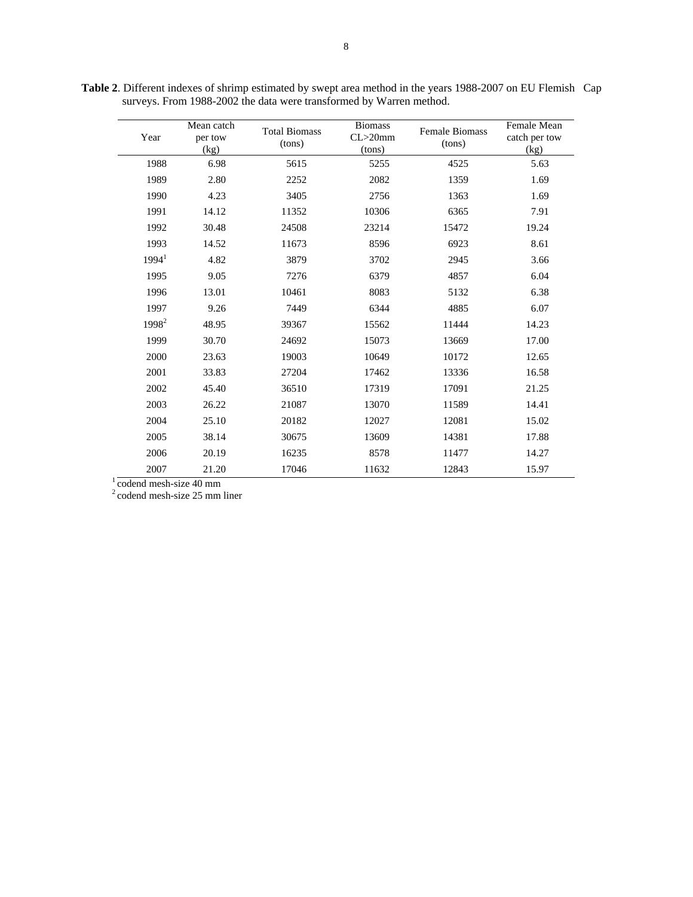**Table 2**. Different indexes of shrimp estimated by swept area method in the years 1988-2007 on EU Flemish Cap surveys. From 1988-2002 the data were transformed by Warren method.

| Year | Mean catch per tow (kg) | Total Biomass (tons) | Biomass CL>20mm (tons) | Female Biomass (tons) | Female Mean catch per tow (kg) |
|---|---|---|---|---|---|
| 1988 | 6.98 | 5615 | 5255 | 4525 | 5.63 |
| 1989 | 2.80 | 2252 | 2082 | 1359 | 1.69 |
| 1990 | 4.23 | 3405 | 2756 | 1363 | 1.69 |
| 1991 | 14.12 | 11352 | 10306 | 6365 | 7.91 |
| 1992 | 30.48 | 24508 | 23214 | 15472 | 19.24 |
| 1993 | 14.52 | 11673 | 8596 | 6923 | 8.61 |
| 1994[1] | 4.82 | 3879 | 3702 | 2945 | 3.66 |
| 1995 | 9.05 | 7276 | 6379 | 4857 | 6.04 |
| 1996 | 13.01 | 10461 | 8083 | 5132 | 6.38 |
| 1997 | 9.26 | 7449 | 6344 | 4885 | 6.07 |
| 1998[2] | 48.95 | 39367 | 15562 | 11444 | 14.23 |
| 1999 | 30.70 | 24692 | 15073 | 13669 | 17.00 |
| 2000 | 23.63 | 19003 | 10649 | 10172 | 12.65 |
| 2001 | 33.83 | 27204 | 17462 | 13336 | 16.58 |
| 2002 | 45.40 | 36510 | 17319 | 17091 | 21.25 |
| 2003 | 26.22 | 21087 | 13070 | 11589 | 14.41 |
| 2004 | 25.10 | 20182 | 12027 | 12081 | 15.02 |
| 2005 | 38.14 | 30675 | 13609 | 14381 | 17.88 |
| 2006 | 20.19 | 16235 | 8578 | 11477 | 14.27 |
| 2007 | 21.20 | 17046 | 11632 | 12843 | 15.97 |

[1] codend mesh-size 40 mm
[2] codend mesh-size 25 mm liner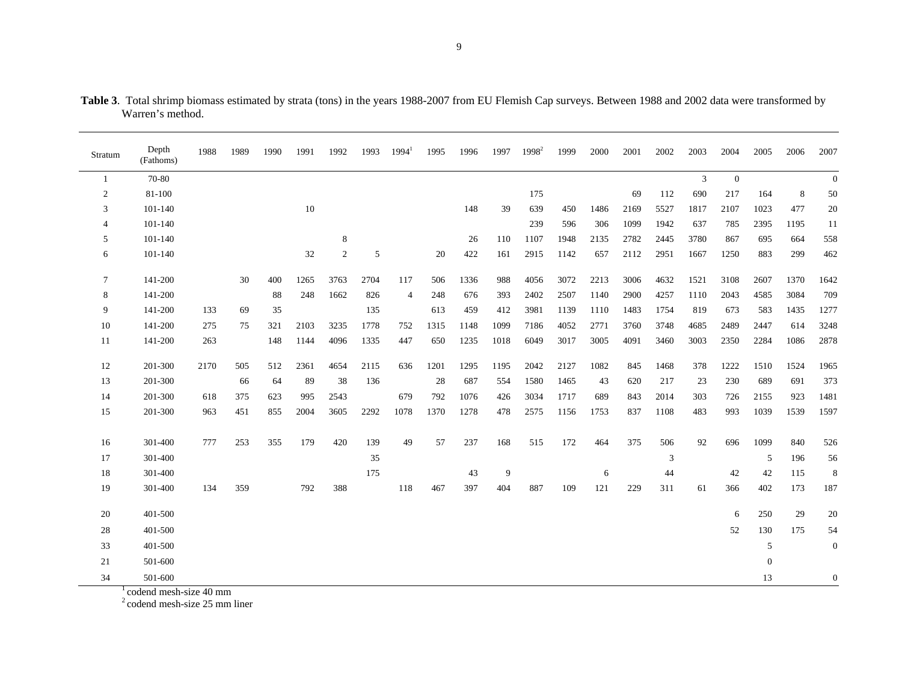**Table 3**. Total shrimp biomass estimated by strata (tons) in the years 1988-2007 from EU Flemish Cap surveys. Between 1988 and 2002 data were transformed by Warren's method.

| Stratum | Depth (Fathoms) | 1988 | 1989 | 1990 | 1991 | 1992 | 1993 | 1994[1] | 1995 | 1996 | 1997 | 1998[2] | 1999 | 2000 | 2001 | 2002 | 2003 | 2004 | 2005 | 2006 | 2007 |
|---|---|---|---|---|---|---|---|---|---|---|---|---|---|---|---|---|---|---|---|---|---|
| 1 | 70-80 | | | | | | | | | | | | | | | | 3 | 0 | | | 0 |
| 2 | 81-100 | | | | | | | | | | | 175 | | | 69 | 112 | 690 | 217 | 164 | 8 | 50 |
| 3 | 101-140 | | | | 10 | | | | | 148 | 39 | 639 | 450 | 1486 | 2169 | 5527 | 1817 | 2107 | 1023 | 477 | 20 |
| 4 | 101-140 | | | | | | | | | | | 239 | 596 | 306 | 1099 | 1942 | 637 | 785 | 2395 | 1195 | 11 |
| 5 | 101-140 | | | | | 8 | | | | 26 | 110 | 1107 | 1948 | 2135 | 2782 | 2445 | 3780 | 867 | 695 | 664 | 558 |
| 6 | 101-140 | | | | 32 | 2 | 5 | | 20 | 422 | 161 | 2915 | 1142 | 657 | 2112 | 2951 | 1667 | 1250 | 883 | 299 | 462 |
| 7 | 141-200 | | 30 | 400 | 1265 | 3763 | 2704 | 117 | 506 | 1336 | 988 | 4056 | 3072 | 2213 | 3006 | 4632 | 1521 | 3108 | 2607 | 1370 | 1642 |
| 8 | 141-200 | | | 88 | 248 | 1662 | 826 | 4 | 248 | 676 | 393 | 2402 | 2507 | 1140 | 2900 | 4257 | 1110 | 2043 | 4585 | 3084 | 709 |
| 9 | 141-200 | 133 | 69 | 35 | | | 135 | | 613 | 459 | 412 | 3981 | 1139 | 1110 | 1483 | 1754 | 819 | 673 | 583 | 1435 | 1277 |
| 10 | 141-200 | 275 | 75 | 321 | 2103 | 3235 | 1778 | 752 | 1315 | 1148 | 1099 | 7186 | 4052 | 2771 | 3760 | 3748 | 4685 | 2489 | 2447 | 614 | 3248 |
| 11 | 141-200 | 263 | | 148 | 1144 | 4096 | 1335 | 447 | 650 | 1235 | 1018 | 6049 | 3017 | 3005 | 4091 | 3460 | 3003 | 2350 | 2284 | 1086 | 2878 |
| 12 | 201-300 | 2170 | 505 | 512 | 2361 | 4654 | 2115 | 636 | 1201 | 1295 | 1195 | 2042 | 2127 | 1082 | 845 | 1468 | 378 | 1222 | 1510 | 1524 | 1965 |
| 13 | 201-300 | | 66 | 64 | 89 | 38 | 136 | | 28 | 687 | 554 | 1580 | 1465 | 43 | 620 | 217 | 23 | 230 | 689 | 691 | 373 |
| 14 | 201-300 | 618 | 375 | 623 | 995 | 2543 | | 679 | 792 | 1076 | 426 | 3034 | 1717 | 689 | 843 | 2014 | 303 | 726 | 2155 | 923 | 1481 |
| 15 | 201-300 | 963 | 451 | 855 | 2004 | 3605 | 2292 | 1078 | 1370 | 1278 | 478 | 2575 | 1156 | 1753 | 837 | 1108 | 483 | 993 | 1039 | 1539 | 1597 |
| 16 | 301-400 | 777 | 253 | 355 | 179 | 420 | 139 | 49 | 57 | 237 | 168 | 515 | 172 | 464 | 375 | 506 | 92 | 696 | 1099 | 840 | 526 |
| 17 | 301-400 | | | | | | 35 | | | | | | | | | 3 | | | 5 | 196 | 56 |
| 18 | 301-400 | | | | | | 175 | | | 43 | 9 | | | 6 | | 44 | | 42 | 42 | 115 | 8 |
| 19 | 301-400 | 134 | 359 | | 792 | 388 | | 118 | 467 | 397 | 404 | 887 | 109 | 121 | 229 | 311 | 61 | 366 | 402 | 173 | 187 |
| 20 | 401-500 | | | | | | | | | | | | | | | | | 6 | 250 | 29 | 20 |
| 28 | 401-500 | | | | | | | | | | | | | | | | | 52 | 130 | 175 | 54 |
| 33 | 401-500 | | | | | | | | | | | | | | | | | | 5 | | 0 |
| 21 | 501-600 | | | | | | | | | | | | | | | | | | 0 | | |
| 34 | 501-600 | | | | | | | | | | | | | | | | | | 13 | | 0 |

[1] codend mesh-size 40 mm

[2] codend mesh-size 25 mm liner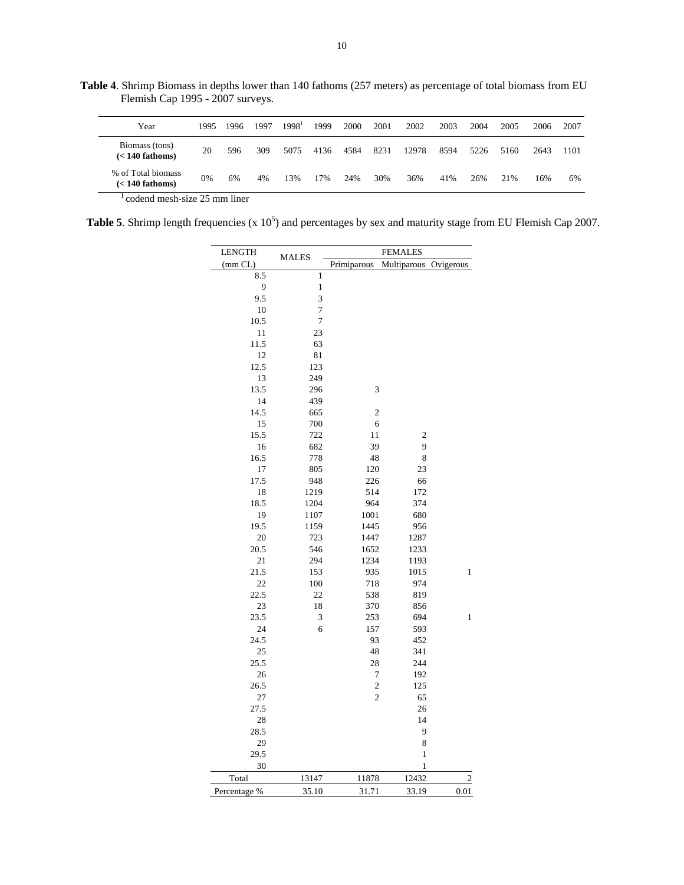**Table 4**. Shrimp Biomass in depths lower than 140 fathoms (257 meters) as percentage of total biomass from EU Flemish Cap 1995 - 2007 surveys.

| Year | 1995 | 1996 | 1997 | 1998[1] | 1999 | 2000 | 2001 | 2002 | 2003 | 2004 | 2005 | 2006 | 2007 |
|---|---|---|---|---|---|---|---|---|---|---|---|---|---|
| Biomass (tons) **(< 140 fathoms)** | 20 | 596 | 309 | 5075 | 4136 | 4584 | 8231 | 12978 | 8594 | 5226 | 5160 | 2643 | 1101 |
| % of Total biomass **(< 140 fathoms)** | 0% | 6% | 4% | 13% | 17% | 24% | 30% | 36% | 41% | 26% | 21% | 16% | 6% |

[1] codend mesh-size 25 mm liner

**Table 5**. Shrimp length frequencies (x $10^5$) and percentages by sex and maturity stage from EU Flemish Cap 2007.

| LENGTH | MALES | FEMALES | | |
|---|---|---|---|---|
| (mm CL) | | Primiparous | Multiparous | Ovigerous |
| 8.5 | 1 | | | |
| 9 | 1 | | | |
| 9.5 | 3 | | | |
| 10 | 7 | | | |
| 10.5 | 7 | | | |
| 11 | 23 | | | |
| 11.5 | 63 | | | |
| 12 | 81 | | | |
| 12.5 | 123 | | | |
| 13 | 249 | | | |
| 13.5 | 296 | 3 | | |
| 14 | 439 | | | |
| 14.5 | 665 | 2 | | |
| 15 | 700 | 6 | | |
| 15.5 | 722 | 11 | 2 | |
| 16 | 682 | 39 | 9 | |
| 16.5 | 778 | 48 | 8 | |
| 17 | 805 | 120 | 23 | |
| 17.5 | 948 | 226 | 66 | |
| 18 | 1219 | 514 | 172 | |
| 18.5 | 1204 | 964 | 374 | |
| 19 | 1107 | 1001 | 680 | |
| 19.5 | 1159 | 1445 | 956 | |
| 20 | 723 | 1447 | 1287 | |
| 20.5 | 546 | 1652 | 1233 | |
| 21 | 294 | 1234 | 1193 | |
| 21.5 | 153 | 935 | 1015 | 1 |
| 22 | 100 | 718 | 974 | |
| 22.5 | 22 | 538 | 819 | |
| 23 | 18 | 370 | 856 | |
| 23.5 | 3 | 253 | 694 | 1 |
| 24 | 6 | 157 | 593 | |
| 24.5 | | 93 | 452 | |
| 25 | | 48 | 341 | |
| 25.5 | | 28 | 244 | |
| 26 | | 7 | 192 | |
| 26.5 | | 2 | 125 | |
| 27 | | 2 | 65 | |
| 27.5 | | | 26 | |
| 28 | | | 14 | |
| 28.5 | | | 9 | |
| 29 | | | 8 | |
| 29.5 | | | 1 | |
| 30 | | | 1 | |
| Total | 13147 | 11878 | 12432 | 2 |
| Percentage % | 35.10 | 31.71 | 33.19 | 0.01 |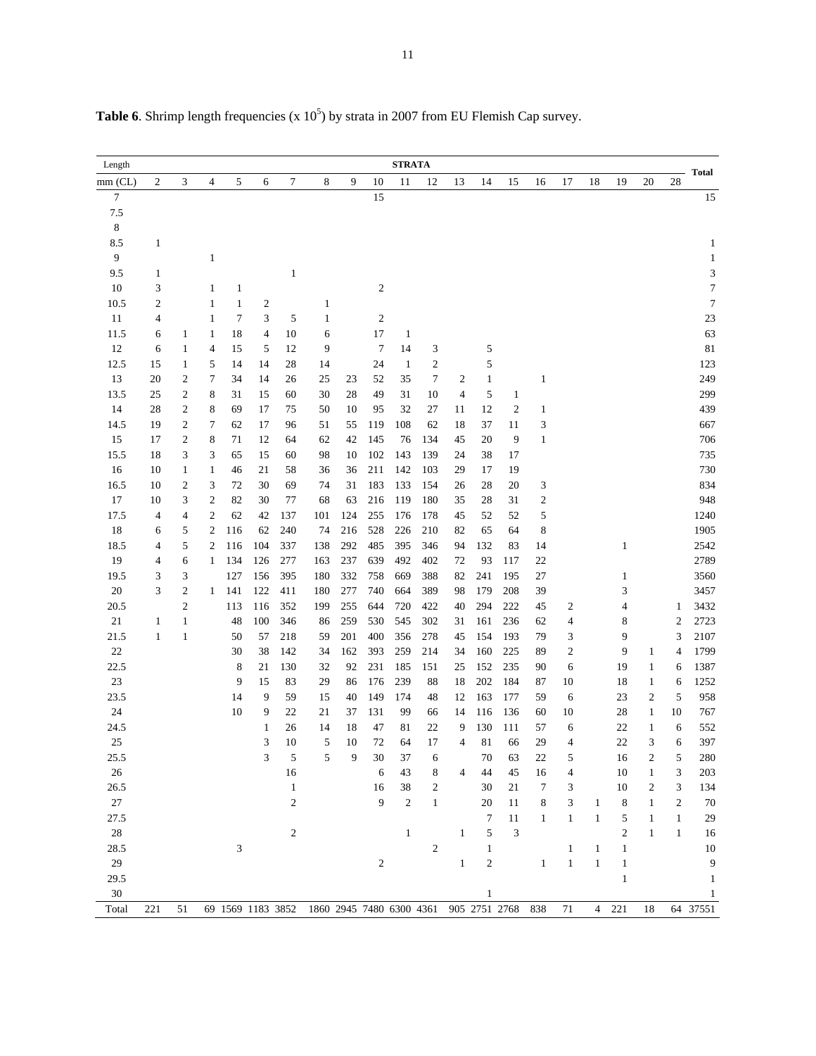**Table 6**. Shrimp length frequencies (x $10^5$) by strata in 2007 from EU Flemish Cap survey.

| Length | STRATA | | | | | | | | | | | | | | | | | | | | Total |
|---|---|---|---|---|---|---|---|---|---|---|---|---|---|---|---|---|---|---|---|---|---|
| mm (CL) | 2 | 3 | 4 | 5 | 6 | 7 | 8 | 9 | 10 | 11 | 12 | 13 | 14 | 15 | 16 | 17 | 18 | 19 | 20 | 28 | |
| 7 | | | | | | | | | 15 | | | | | | | | | | | | 15 |
| 7.5 | | | | | | | | | | | | | | | | | | | | | |
| 8 | | | | | | | | | | | | | | | | | | | | | |
| 8.5 | 1 | | | | | | | | | | | | | | | | | | | | 1 |
| 9 | | | 1 | | | | | | | | | | | | | | | | | | 1 |
| 9.5 | 1 | | | | | 1 | | | | | | | | | | | | | | | 3 |
| 10 | 3 | | 1 | 1 | | | | | 2 | | | | | | | | | | | | 7 |
| 10.5 | 2 | | 1 | 1 | 2 | | 1 | | | | | | | | | | | | | | 7 |
| 11 | 4 | | 1 | 7 | 3 | 5 | 1 | | 2 | | | | | | | | | | | | 23 |
| 11.5 | 6 | 1 | 1 | 18 | 4 | 10 | 6 | | 17 | 1 | | | | | | | | | | | 63 |
| 12 | 6 | 1 | 4 | 15 | 5 | 12 | 9 | | 7 | 14 | 3 | | 5 | | | | | | | | 81 |
| 12.5 | 15 | 1 | 5 | 14 | 14 | 28 | 14 | | 24 | 1 | 2 | | 5 | | | | | | | | 123 |
| 13 | 20 | 2 | 7 | 34 | 14 | 26 | 25 | 23 | 52 | 35 | 7 | 2 | 1 | | 1 | | | | | | 249 |
| 13.5 | 25 | 2 | 8 | 31 | 15 | 60 | 30 | 28 | 49 | 31 | 10 | 4 | 5 | 1 | | | | | | | 299 |
| 14 | 28 | 2 | 8 | 69 | 17 | 75 | 50 | 10 | 95 | 32 | 27 | 11 | 12 | 2 | 1 | | | | | | 439 |
| 14.5 | 19 | 2 | 7 | 62 | 17 | 96 | 51 | 55 | 119 | 108 | 62 | 18 | 37 | 11 | 3 | | | | | | 667 |
| 15 | 17 | 2 | 8 | 71 | 12 | 64 | 62 | 42 | 145 | 76 | 134 | 45 | 20 | 9 | 1 | | | | | | 706 |
| 15.5 | 18 | 3 | 3 | 65 | 15 | 60 | 98 | 10 | 102 | 143 | 139 | 24 | 38 | 17 | | | | | | | 735 |
| 16 | 10 | 1 | 1 | 46 | 21 | 58 | 36 | 36 | 211 | 142 | 103 | 29 | 17 | 19 | | | | | | | 730 |
| 16.5 | 10 | 2 | 3 | 72 | 30 | 69 | 74 | 31 | 183 | 133 | 154 | 26 | 28 | 20 | 3 | | | | | | 834 |
| 17 | 10 | 3 | 2 | 82 | 30 | 77 | 68 | 63 | 216 | 119 | 180 | 35 | 28 | 31 | 2 | | | | | | 948 |
| 17.5 | 4 | 4 | 2 | 62 | 42 | 137 | 101 | 124 | 255 | 176 | 178 | 45 | 52 | 52 | 5 | | | | | | 1240 |
| 18 | 6 | 5 | 2 | 116 | 62 | 240 | 74 | 216 | 528 | 226 | 210 | 82 | 65 | 64 | 8 | | | | | | 1905 |
| 18.5 | 4 | 5 | 2 | 116 | 104 | 337 | 138 | 292 | 485 | 395 | 346 | 94 | 132 | 83 | 14 | | | 1 | | | 2542 |
| 19 | 4 | 6 | 1 | 134 | 126 | 277 | 163 | 237 | 639 | 492 | 402 | 72 | 93 | 117 | 22 | | | | | | 2789 |
| 19.5 | 3 | 3 | | 127 | 156 | 395 | 180 | 332 | 758 | 669 | 388 | 82 | 241 | 195 | 27 | | | 1 | | | 3560 |
| 20 | 3 | 2 | 1 | 141 | 122 | 411 | 180 | 277 | 740 | 664 | 389 | 98 | 179 | 208 | 39 | | | 3 | | | 3457 |
| 20.5 | | 2 | | 113 | 116 | 352 | 199 | 255 | 644 | 720 | 422 | 40 | 294 | 222 | 45 | 2 | | 4 | | 1 | 3432 |
| 21 | 1 | 1 | | 48 | 100 | 346 | 86 | 259 | 530 | 545 | 302 | 31 | 161 | 236 | 62 | 4 | | 8 | | 2 | 2723 |
| 21.5 | 1 | 1 | | 50 | 57 | 218 | 59 | 201 | 400 | 356 | 278 | 45 | 154 | 193 | 79 | 3 | | 9 | | 3 | 2107 |
| 22 | | | | 30 | 38 | 142 | 34 | 162 | 393 | 259 | 214 | 34 | 160 | 225 | 89 | 2 | | 9 | 1 | 4 | 1799 |
| 22.5 | | | | 8 | 21 | 130 | 32 | 92 | 231 | 185 | 151 | 25 | 152 | 235 | 90 | 6 | | 19 | 1 | 6 | 1387 |
| 23 | | | | 9 | 15 | 83 | 29 | 86 | 176 | 239 | 88 | 18 | 202 | 184 | 87 | 10 | | 18 | 1 | 6 | 1252 |
| 23.5 | | | | 14 | 9 | 59 | 15 | 40 | 149 | 174 | 48 | 12 | 163 | 177 | 59 | 6 | | 23 | 2 | 5 | 958 |
| 24 | | | | 10 | 9 | 22 | 21 | 37 | 131 | 99 | 66 | 14 | 116 | 136 | 60 | 10 | | 28 | 1 | 10 | 767 |
| 24.5 | | | | | 1 | 26 | 14 | 18 | 47 | 81 | 22 | 9 | 130 | 111 | 57 | 6 | | 22 | 1 | 6 | 552 |
| 25 | | | | | 3 | 10 | 5 | 10 | 72 | 64 | 17 | 4 | 81 | 66 | 29 | 4 | | 22 | 3 | 6 | 397 |
| 25.5 | | | | | 3 | 5 | 5 | 9 | 30 | 37 | 6 | | 70 | 63 | 22 | 5 | | 16 | 2 | 5 | 280 |
| 26 | | | | | | 16 | | | 6 | 43 | 8 | 4 | 44 | 45 | 16 | 4 | | 10 | 1 | 3 | 203 |
| 26.5 | | | | | | 1 | | | 16 | 38 | 2 | | 30 | 21 | 7 | 3 | | 10 | 2 | 3 | 134 |
| 27 | | | | | | 2 | | | 9 | 2 | 1 | | 20 | 11 | 8 | 3 | 1 | 8 | 1 | 2 | 70 |
| 27.5 | | | | | | | | | | | | | 7 | 11 | 1 | 1 | 1 | 5 | 1 | 1 | 29 |
| 28 | | | | | | 2 | | | | 1 | | 1 | 5 | 3 | | | | 2 | 1 | 1 | 16 |
| 28.5 | | | | 3 | | | | | | | 2 | | 1 | | | 1 | 1 | 1 | | | 10 |
| 29 | | | | | | | | | 2 | | | 1 | 2 | | 1 | 1 | 1 | 1 | | | 9 |
| 29.5 | | | | | | | | | | | | | | | | | | 1 | | | 1 |
| 30 | | | | | | | | | | | | | 1 | | | | | | | | 1 |
| Total | 221 | 51 | 69 | 1569 | 1183 | 3852 | 1860 | 2945 | 7480 | 6300 | 4361 | 905 | 2751 | 2768 | 838 | 71 | 4 | 221 | 18 | 64 | 37551 |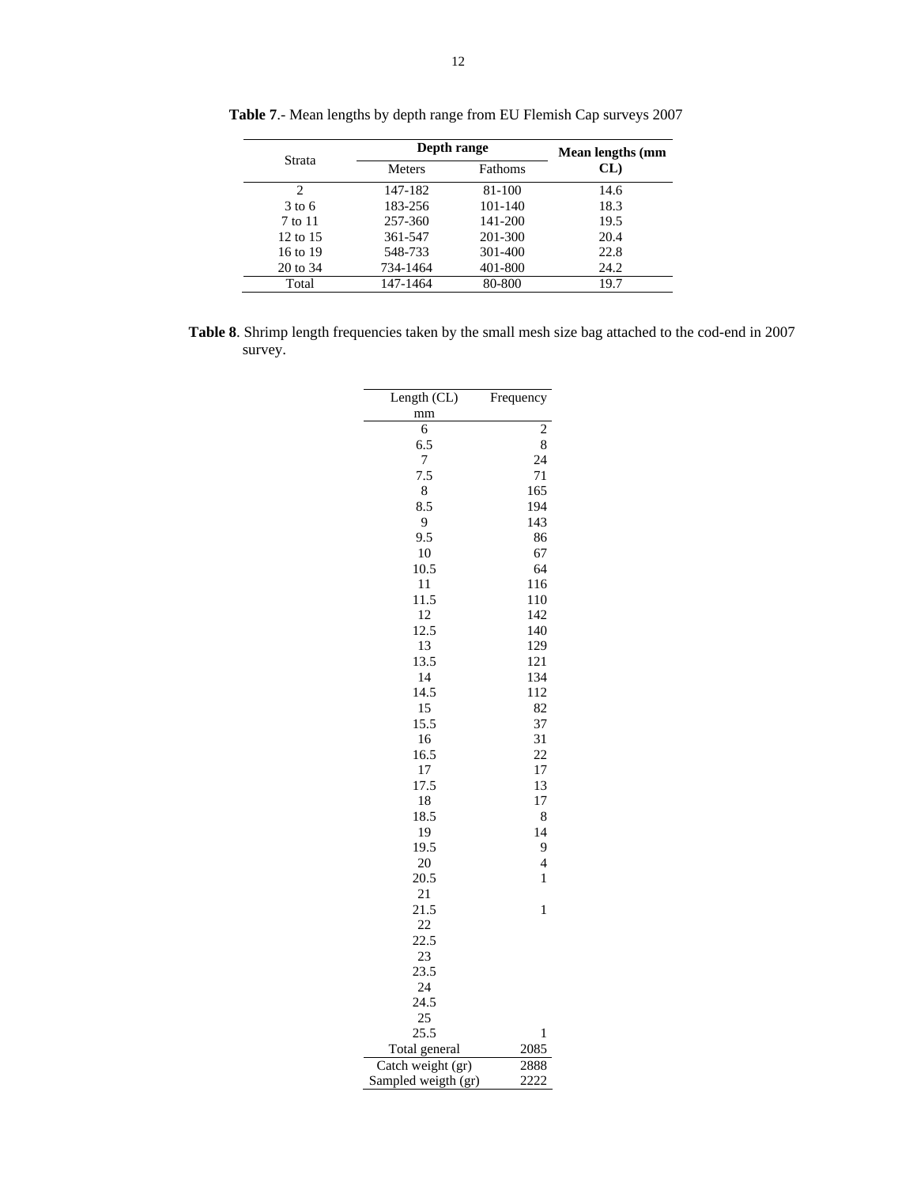**Table 7**.- Mean lengths by depth range from EU Flemish Cap surveys 2007

| Strata | Depth range | | Mean lengths (mm CL) |
|---|---|---|---|
| | Meters | Fathoms | |
| 2 | 147-182 | 81-100 | 14.6 |
| 3 to 6 | 183-256 | 101-140 | 18.3 |
| 7 to 11 | 257-360 | 141-200 | 19.5 |
| 12 to 15 | 361-547 | 201-300 | 20.4 |
| 16 to 19 | 548-733 | 301-400 | 22.8 |
| 20 to 34 | 734-1464 | 401-800 | 24.2 |
| Total | 147-1464 | 80-800 | 19.7 |

**Table 8**. Shrimp length frequencies taken by the small mesh size bag attached to the cod-end in 2007 survey.

| Length (CL) mm | Frequency |
|---|---|
| 6 | 2 |
| 6.5 | 8 |
| 7 | 24 |
| 7.5 | 71 |
| 8 | 165 |
| 8.5 | 194 |
| 9 | 143 |
| 9.5 | 86 |
| 10 | 67 |
| 10.5 | 64 |
| 11 | 116 |
| 11.5 | 110 |
| 12 | 142 |
| 12.5 | 140 |
| 13 | 129 |
| 13.5 | 121 |
| 14 | 134 |
| 14.5 | 112 |
| 15 | 82 |
| 15.5 | 37 |
| 16 | 31 |
| 16.5 | 22 |
| 17 | 17 |
| 17.5 | 13 |
| 18 | 17 |
| 18.5 | 8 |
| 19 | 14 |
| 19.5 | 9 |
| 20 | 4 |
| 20.5 | 1 |
| 21 | |
| 21.5 | 1 |
| 22 | |
| 22.5 | |
| 23 | |
| 23.5 | |
| 24 | |
| 24.5 | |
| 25 | |
| 25.5 | 1 |
| Total general | 2085 |
| Catch weight (gr) | 2888 |
| Sampled weigth (gr) | 2222 |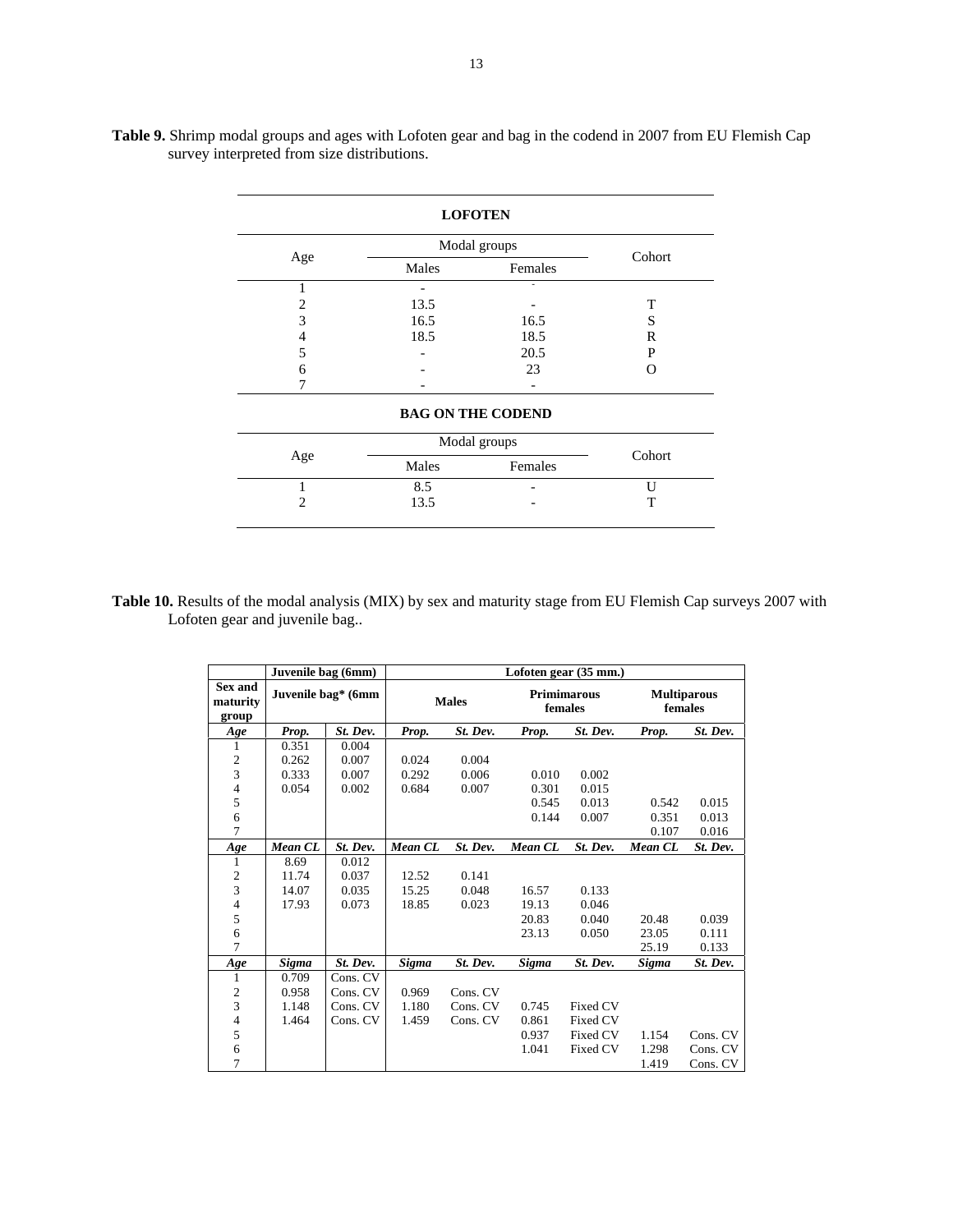**Table 9.** Shrimp modal groups and ages with Lofoten gear and bag in the codend in 2007 from EU Flemish Cap survey interpreted from size distributions.

| LOFOTEN | | | |
|---|---|---|---|
| Age | Modal groups | | Cohort |
| | Males | Females | |
| 1 | - | - | |
| 2 | 13.5 | - | T |
| 3 | 16.5 | 16.5 | S |
| 4 | 18.5 | 18.5 | R |
| 5 | - | 20.5 | P |
| 6 | - | 23 | O |
| 7 | - | - | |
| **BAG ON THE CODEND** | | | |
| Age | Modal groups | | Cohort |
| | Males | Females | |
| 1 | 8.5 | - | U |
| 2 | 13.5 | - | T |

**Table 10.** Results of the modal analysis (MIX) by sex and maturity stage from EU Flemish Cap surveys 2007 with Lofoten gear and juvenile bag..

| | Juvenile bag (6mm) | | Lofoten gear (35 mm.) | | | | | |
|---|---|---|---|---|---|---|---|---|
| **Sex and maturity group** | **Juvenile bag* (6mm** | | **Males** | | **Primimarous females** | | **Multiparous females** | |
| ***Age*** | ***Prop.*** | ***St. Dev.*** | ***Prop.*** | ***St. Dev.*** | ***Prop.*** | ***St. Dev.*** | ***Prop.*** | ***St. Dev.*** |
| 1 | 0.351 | 0.004 | | | | | | |
| 2 | 0.262 | 0.007 | 0.024 | 0.004 | | | | |
| 3 | 0.333 | 0.007 | 0.292 | 0.006 | 0.010 | 0.002 | | |
| 4 | 0.054 | 0.002 | 0.684 | 0.007 | 0.301 | 0.015 | | |
| 5 | | | | | 0.545 | 0.013 | 0.542 | 0.015 |
| 6 | | | | | 0.144 | 0.007 | 0.351 | 0.013 |
| 7 | | | | | | | 0.107 | 0.016 |
| ***Age*** | ***Mean CL*** | ***St. Dev.*** | ***Mean CL*** | ***St. Dev.*** | ***Mean CL*** | ***St. Dev.*** | ***Mean CL*** | ***St. Dev.*** |
| 1 | 8.69 | 0.012 | | | | | | |
| 2 | 11.74 | 0.037 | 12.52 | 0.141 | | | | |
| 3 | 14.07 | 0.035 | 15.25 | 0.048 | 16.57 | 0.133 | | |
| 4 | 17.93 | 0.073 | 18.85 | 0.023 | 19.13 | 0.046 | | |
| 5 | | | | | 20.83 | 0.040 | 20.48 | 0.039 |
| 6 | | | | | 23.13 | 0.050 | 23.05 | 0.111 |
| 7 | | | | | | | 25.19 | 0.133 |
| ***Age*** | ***Sigma*** | ***St. Dev.*** | ***Sigma*** | ***St. Dev.*** | ***Sigma*** | ***St. Dev.*** | ***Sigma*** | ***St. Dev.*** |
| 1 | 0.709 | Cons. CV | | | | | | |
| 2 | 0.958 | Cons. CV | 0.969 | Cons. CV | | | | |
| 3 | 1.148 | Cons. CV | 1.180 | Cons. CV | 0.745 | Fixed CV | | |
| 4 | 1.464 | Cons. CV | 1.459 | Cons. CV | 0.861 | Fixed CV | | |
| 5 | | | | | 0.937 | Fixed CV | 1.154 | Cons. CV |
| 6 | | | | | 1.041 | Fixed CV | 1.298 | Cons. CV |
| 7 | | | | | | | 1.419 | Cons. CV |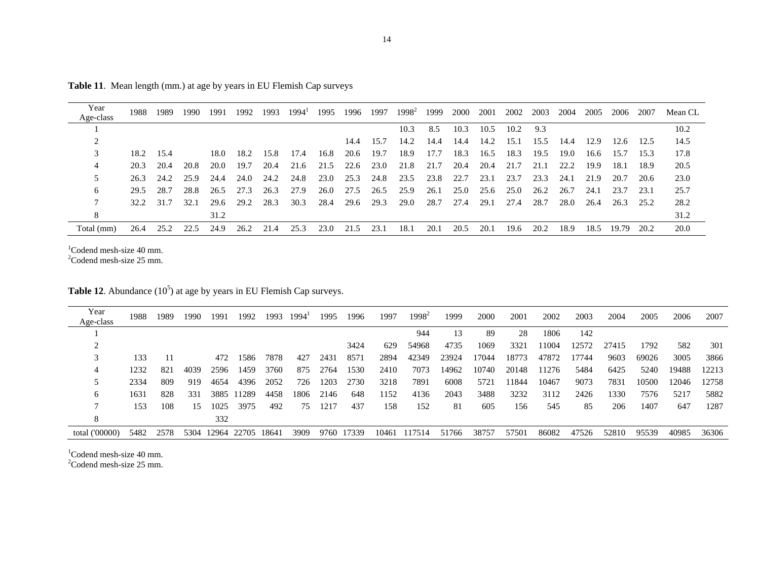**Table 11**. Mean length (mm.) at age by years in EU Flemish Cap surveys

| Year Age-class | 1988 | 1989 | 1990 | 1991 | 1992 | 1993 | 1994[1] | 1995 | 1996 | 1997 | 1998[2] | 1999 | 2000 | 2001 | 2002 | 2003 | 2004 | 2005 | 2006 | 2007 | Mean CL |
|---|---|---|---|---|---|---|---|---|---|---|---|---|---|---|---|---|---|---|---|---|---|
| 1 | | | | | | | | | | | 10.3 | 8.5 | 10.3 | 10.5 | 10.2 | 9.3 | | | | | 10.2 |
| 2 | | | | | | | | | 14.4 | 15.7 | 14.2 | 14.4 | 14.4 | 14.2 | 15.1 | 15.5 | 14.4 | 12.9 | 12.6 | 12.5 | 14.5 |
| 3 | 18.2 | 15.4 | | 18.0 | 18.2 | 15.8 | 17.4 | 16.8 | 20.6 | 19.7 | 18.9 | 17.7 | 18.3 | 16.5 | 18.3 | 19.5 | 19.0 | 16.6 | 15.7 | 15.3 | 17.8 |
| 4 | 20.3 | 20.4 | 20.8 | 20.0 | 19.7 | 20.4 | 21.6 | 21.5 | 22.6 | 23.0 | 21.8 | 21.7 | 20.4 | 20.4 | 21.7 | 21.1 | 22.2 | 19.9 | 18.1 | 18.9 | 20.5 |
| 5 | 26.3 | 24.2 | 25.9 | 24.4 | 24.0 | 24.2 | 24.8 | 23.0 | 25.3 | 24.8 | 23.5 | 23.8 | 22.7 | 23.1 | 23.7 | 23.3 | 24.1 | 21.9 | 20.7 | 20.6 | 23.0 |
| 6 | 29.5 | 28.7 | 28.8 | 26.5 | 27.3 | 26.3 | 27.9 | 26.0 | 27.5 | 26.5 | 25.9 | 26.1 | 25.0 | 25.6 | 25.0 | 26.2 | 26.7 | 24.1 | 23.7 | 23.1 | 25.7 |
| 7 | 32.2 | 31.7 | 32.1 | 29.6 | 29.2 | 28.3 | 30.3 | 28.4 | 29.6 | 29.3 | 29.0 | 28.7 | 27.4 | 29.1 | 27.4 | 28.7 | 28.0 | 26.4 | 26.3 | 25.2 | 28.2 |
| 8 | | | | 31.2 | | | | | | | | | | | | | | | | | 31.2 |
| Total (mm) | 26.4 | 25.2 | 22.5 | 24.9 | 26.2 | 21.4 | 25.3 | 23.0 | 21.5 | 23.1 | 18.1 | 20.1 | 20.5 | 20.1 | 19.6 | 20.2 | 18.9 | 18.5 | 19.79 | 20.2 | 20.0 |

[1]Codend mesh-size 40 mm.
[2]Codend mesh-size 25 mm.

**Table 12**. Abundance ($10^5$) at age by years in EU Flemish Cap surveys.

| Year Age-class | 1988 | 1989 | 1990 | 1991 | 1992 | 1993 | 1994[1] | 1995 | 1996 | 1997 | 1998[2] | 1999 | 2000 | 2001 | 2002 | 2003 | 2004 | 2005 | 2006 | 2007 |
|---|---|---|---|---|---|---|---|---|---|---|---|---|---|---|---|---|---|---|---|---|
| 1 | | | | | | | | | | | 944 | 13 | 89 | 28 | 1806 | 142 | | | | |
| 2 | | | | | | | | | 3424 | 629 | 54968 | 4735 | 1069 | 3321 | 11004 | 12572 | 27415 | 1792 | 582 | 301 |
| 3 | 133 | 11 | | 472 | 1586 | 7878 | 427 | 2431 | 8571 | 2894 | 42349 | 23924 | 17044 | 18773 | 47872 | 17744 | 9603 | 69026 | 3005 | 3866 |
| 4 | 1232 | 821 | 4039 | 2596 | 1459 | 3760 | 875 | 2764 | 1530 | 2410 | 7073 | 14962 | 10740 | 20148 | 11276 | 5484 | 6425 | 5240 | 19488 | 12213 |
| 5 | 2334 | 809 | 919 | 4654 | 4396 | 2052 | 726 | 1203 | 2730 | 3218 | 7891 | 6008 | 5721 | 11844 | 10467 | 9073 | 7831 | 10500 | 12046 | 12758 |
| 6 | 1631 | 828 | 331 | 3885 | 11289 | 4458 | 1806 | 2146 | 648 | 1152 | 4136 | 2043 | 3488 | 3232 | 3112 | 2426 | 1330 | 7576 | 5217 | 5882 |
| 7 | 153 | 108 | 15 | 1025 | 3975 | 492 | 75 | 1217 | 437 | 158 | 152 | 81 | 605 | 156 | 545 | 85 | 206 | 1407 | 647 | 1287 |
| 8 | | | | 332 | | | | | | | | | | | | | | | | |
| total ('00000) | 5482 | 2578 | 5304 | 12964 | 22705 | 18641 | 3909 | 9760 | 17339 | 10461 | 117514 | 51766 | 38757 | 57501 | 86082 | 47526 | 52810 | 95539 | 40985 | 36306 |

[1]Codend mesh-size 40 mm.
[2]Codend mesh-size 25 mm.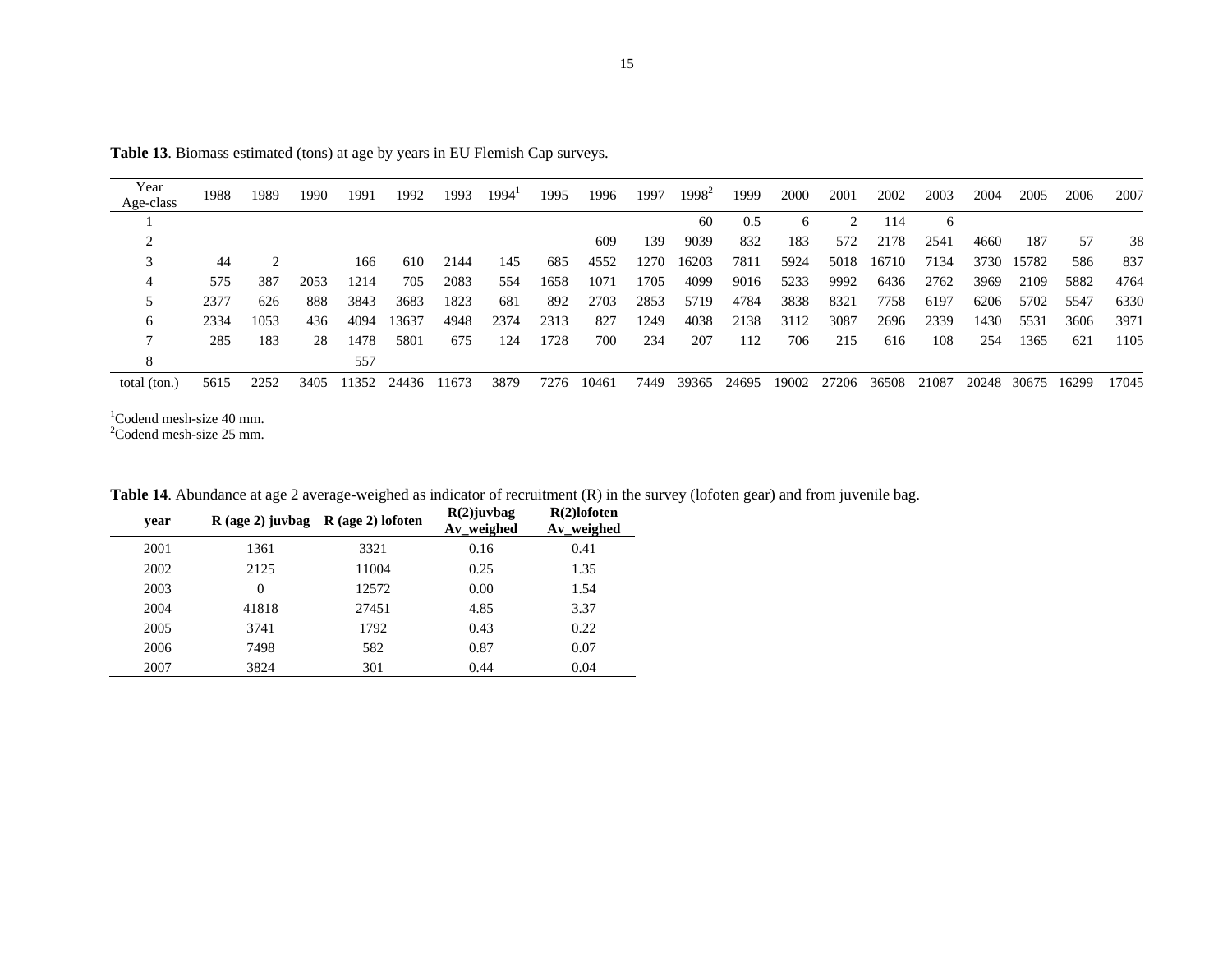**Table 13**. Biomass estimated (tons) at age by years in EU Flemish Cap surveys.

| Year / Age-class | 1988 | 1989 | 1990 | 1991 | 1992 | 1993 | 1994[1] | 1995 | 1996 | 1997 | 1998[2] | 1999 | 2000 | 2001 | 2002 | 2003 | 2004 | 2005 | 2006 | 2007 |
|---|---|---|---|---|---|---|---|---|---|---|---|---|---|---|---|---|---|---|---|---|
| 1 | | | | | | | | | | | 60 | 0.5 | 6 | 2 | 114 | 6 | | | | |
| 2 | | | | | | | | | 609 | 139 | 9039 | 832 | 183 | 572 | 2178 | 2541 | 4660 | 187 | 57 | 38 |
| 3 | 44 | 2 | | 166 | 610 | 2144 | 145 | 685 | 4552 | 1270 | 16203 | 7811 | 5924 | 5018 | 16710 | 7134 | 3730 | 15782 | 586 | 837 |
| 4 | 575 | 387 | 2053 | 1214 | 705 | 2083 | 554 | 1658 | 1071 | 1705 | 4099 | 9016 | 5233 | 9992 | 6436 | 2762 | 3969 | 2109 | 5882 | 4764 |
| 5 | 2377 | 626 | 888 | 3843 | 3683 | 1823 | 681 | 892 | 2703 | 2853 | 5719 | 4784 | 3838 | 8321 | 7758 | 6197 | 6206 | 5702 | 5547 | 6330 |
| 6 | 2334 | 1053 | 436 | 4094 | 13637 | 4948 | 2374 | 2313 | 827 | 1249 | 4038 | 2138 | 3112 | 3087 | 2696 | 2339 | 1430 | 5531 | 3606 | 3971 |
| 7 | 285 | 183 | 28 | 1478 | 5801 | 675 | 124 | 1728 | 700 | 234 | 207 | 112 | 706 | 215 | 616 | 108 | 254 | 1365 | 621 | 1105 |
| 8 | | | | 557 | | | | | | | | | | | | | | | | |
| total (ton.) | 5615 | 2252 | 3405 | 11352 | 24436 | 11673 | 3879 | 7276 | 10461 | 7449 | 39365 | 24695 | 19002 | 27206 | 36508 | 21087 | 20248 | 30675 | 16299 | 17045 |

[1]Codend mesh-size 40 mm.
[2]Codend mesh-size 25 mm.

**Table 14**. Abundance at age 2 average-weighed as indicator of recruitment (R) in the survey (lofoten gear) and from juvenile bag.

| **year** | **R (age 2) juvbag** | **R (age 2) lofoten** | **R(2)juvbag Av_weighed** | **R(2)lofoten Av_weighed** |
|---|---|---|---|---|
| 2001 | 1361 | 3321 | 0.16 | 0.41 |
| 2002 | 2125 | 11004 | 0.25 | 1.35 |
| 2003 | 0 | 12572 | 0.00 | 1.54 |
| 2004 | 41818 | 27451 | 4.85 | 3.37 |
| 2005 | 3741 | 1792 | 0.43 | 0.22 |
| 2006 | 7498 | 582 | 0.87 | 0.07 |
| 2007 | 3824 | 301 | 0.44 | 0.04 |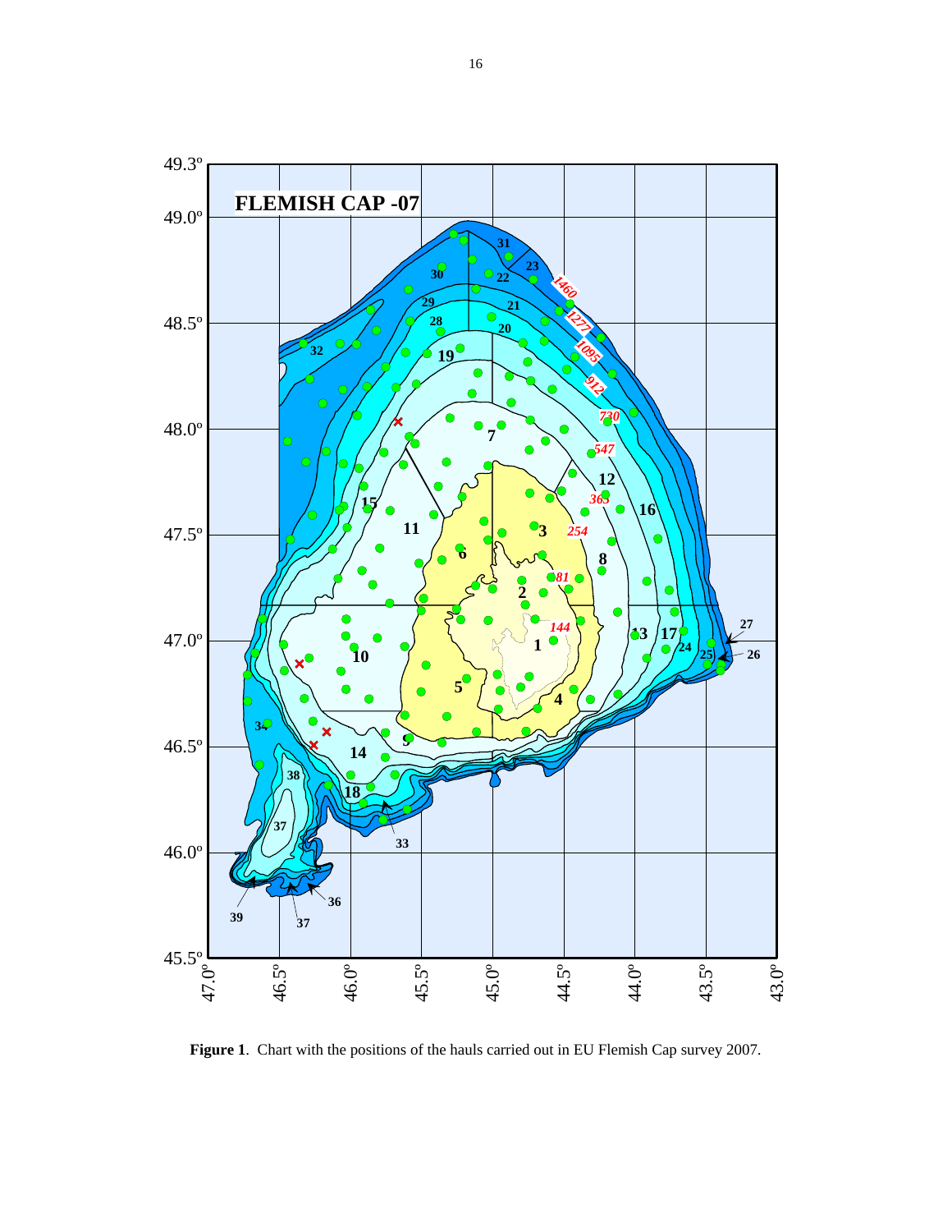**Figure 1**. Chart with the positions of the hauls carried out in EU Flemish Cap survey 2007.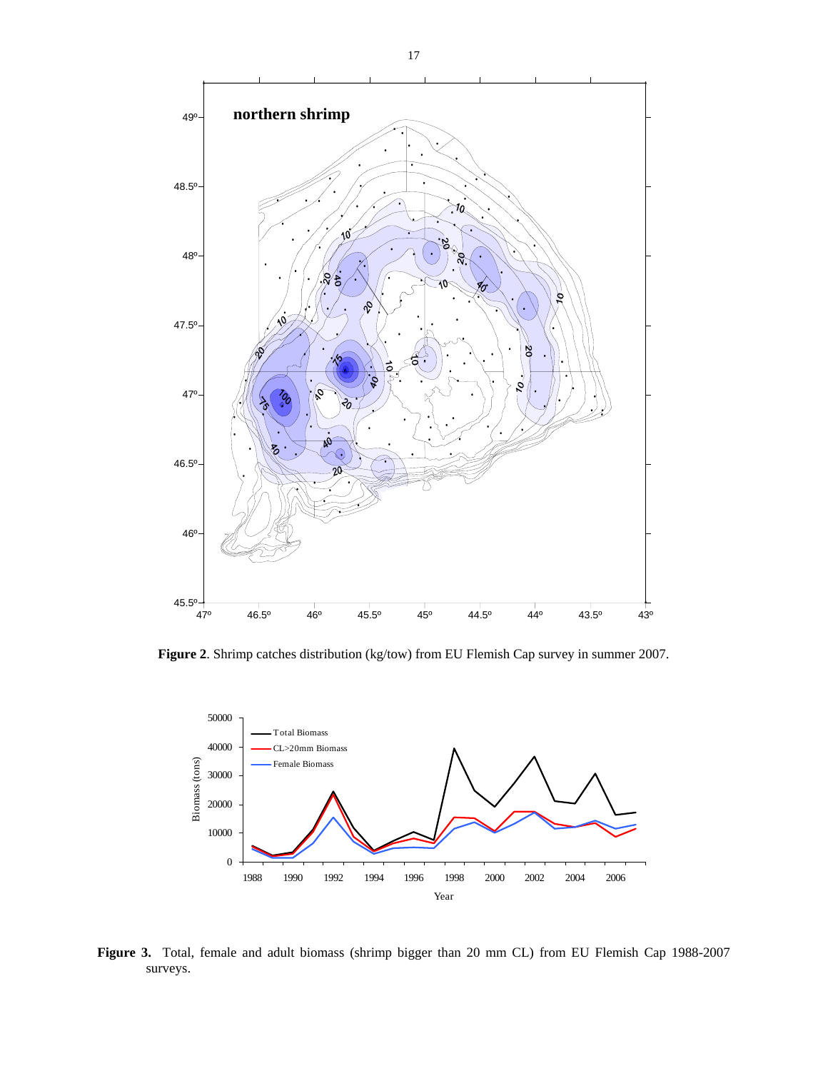**Figure 2**. Shrimp catches distribution (kg/tow) from EU Flemish Cap survey in summer 2007.

**Figure 3.** Total, female and adult biomass (shrimp bigger than 20 mm CL) from EU Flemish Cap 1988-2007 surveys.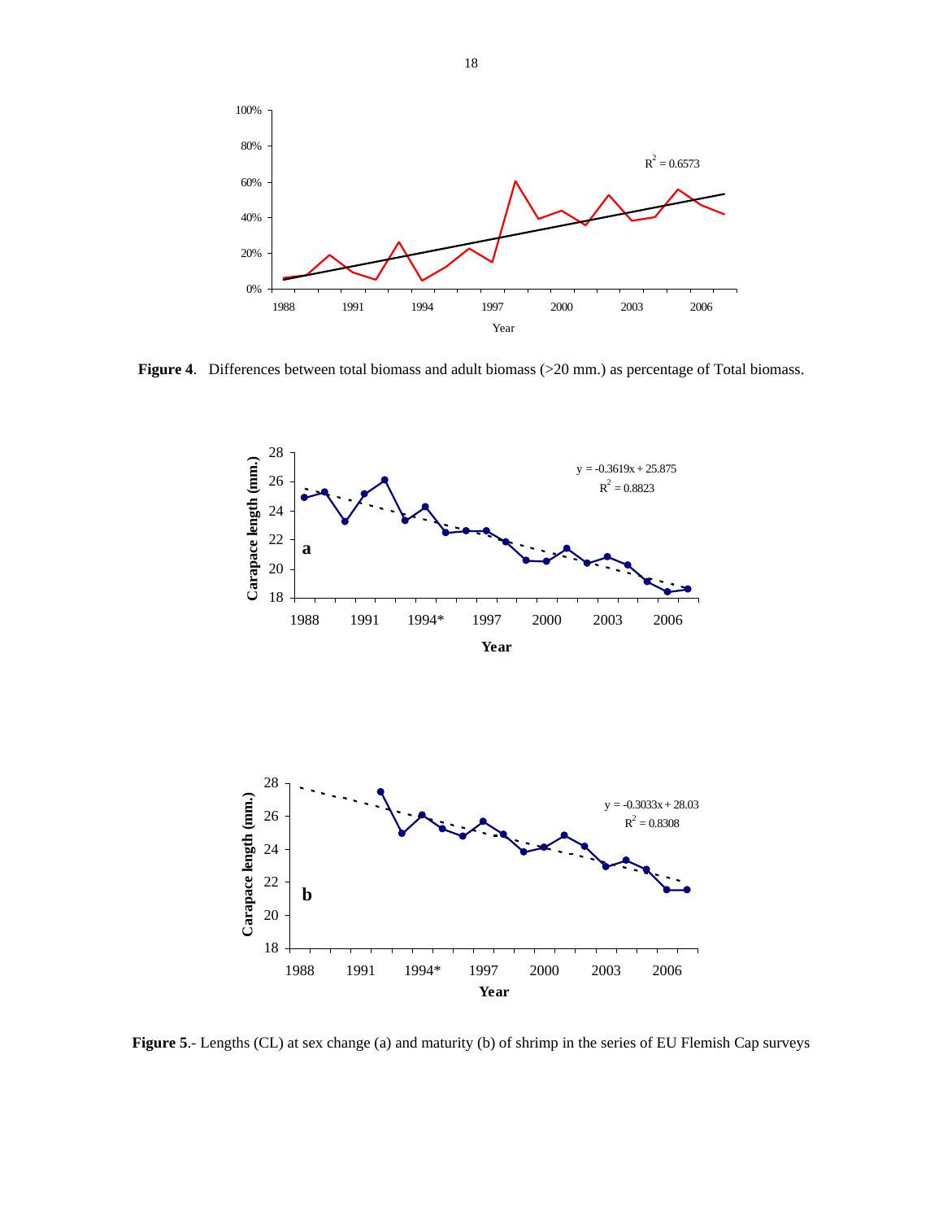**Figure 4**. Differences between total biomass and adult biomass (>20 mm.) as percentage of Total biomass.

**Figure 5**.- Lengths (CL) at sex change (a) and maturity (b) of shrimp in the series of EU Flemish Cap surveys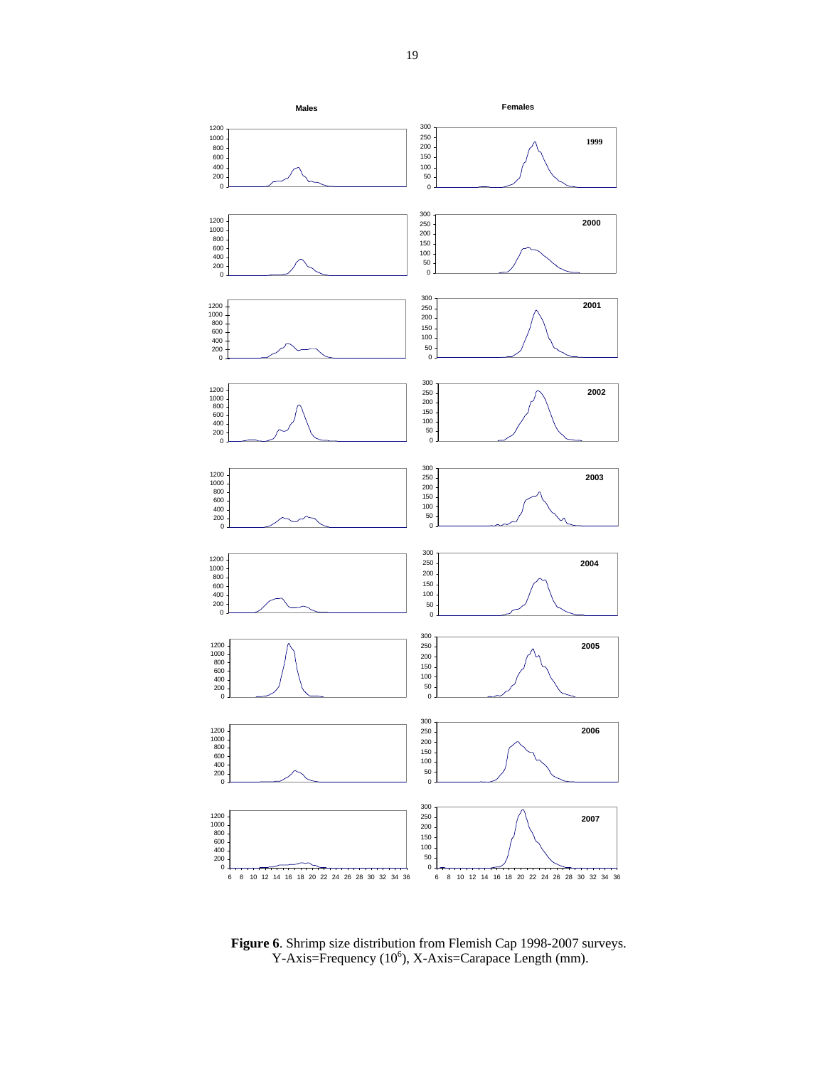**Figure 6**. Shrimp size distribution from Flemish Cap 1998-2007 surveys. Y-Axis=Frequency ($10^6$), X-Axis=Carapace Length (mm).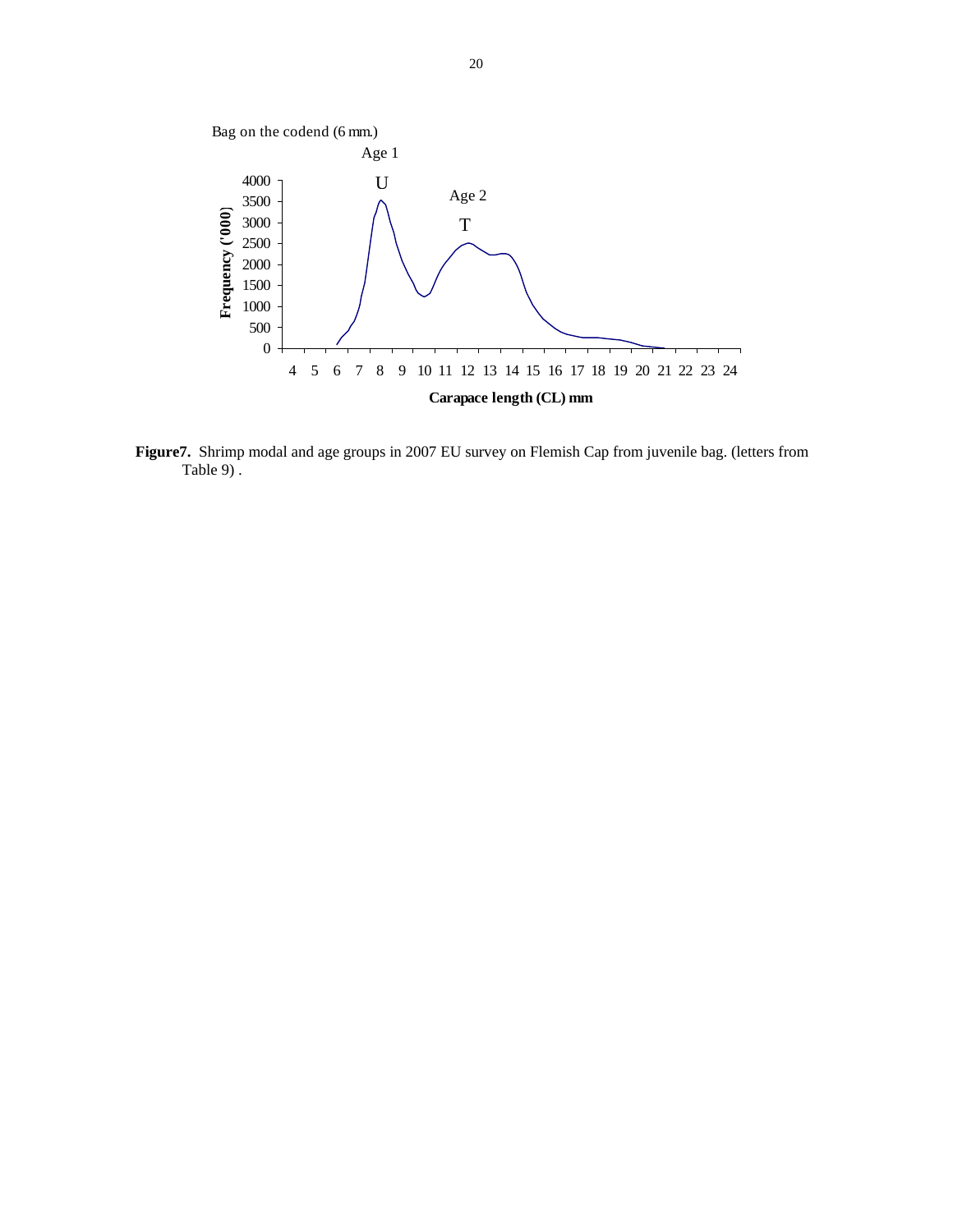Bag on the codend (6 mm.)

Age 1

U

Age 2

T

Frequency ('000)

Carapace length (CL) mm

**Figure7.** Shrimp modal and age groups in 2007 EU survey on Flemish Cap from juvenile bag. (letters from Table 9) .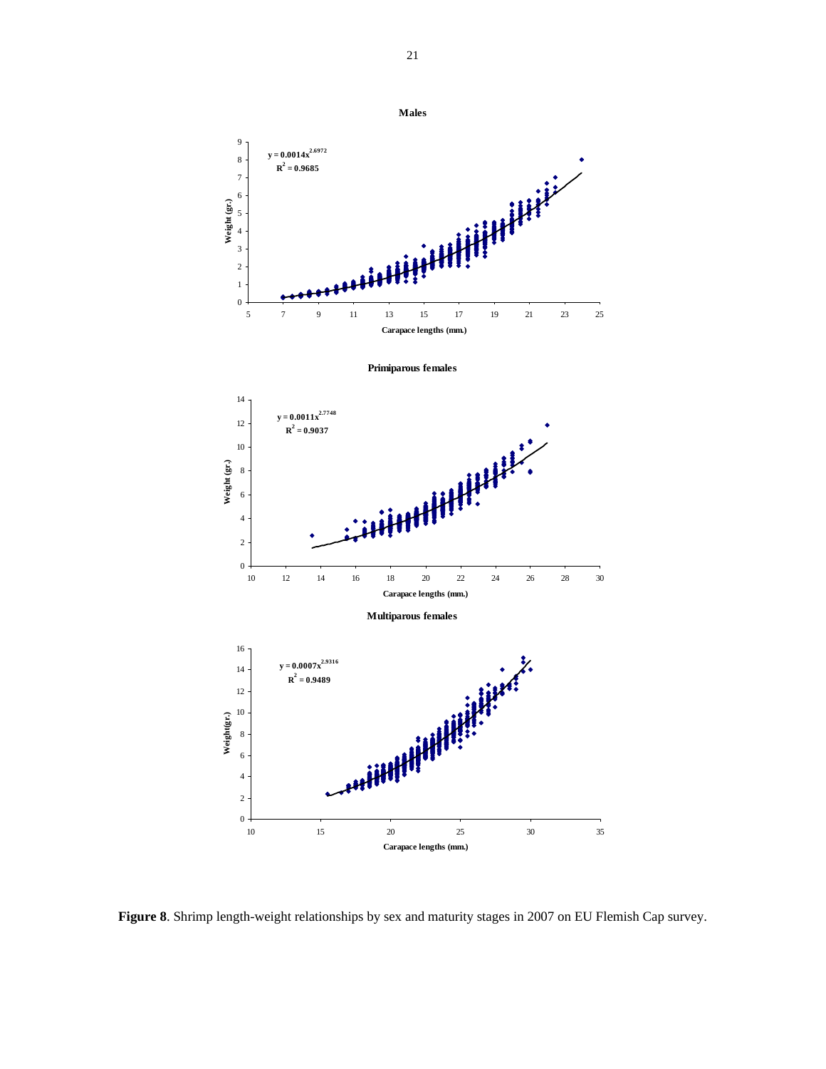**Figure 8**. Shrimp length-weight relationships by sex and maturity stages in 2007 on EU Flemish Cap survey.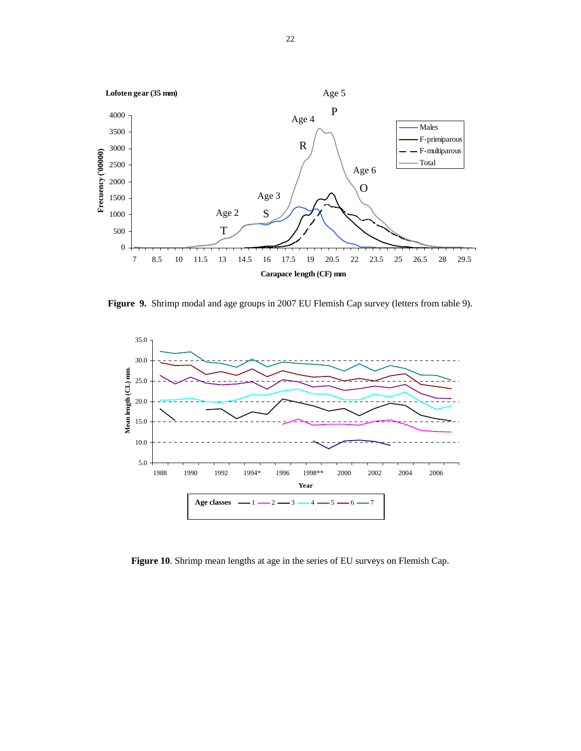**Figure 9.** Shrimp modal and age groups in 2007 EU Flemish Cap survey (letters from table 9).

**Figure 10**. Shrimp mean lengths at age in the series of EU surveys on Flemish Cap.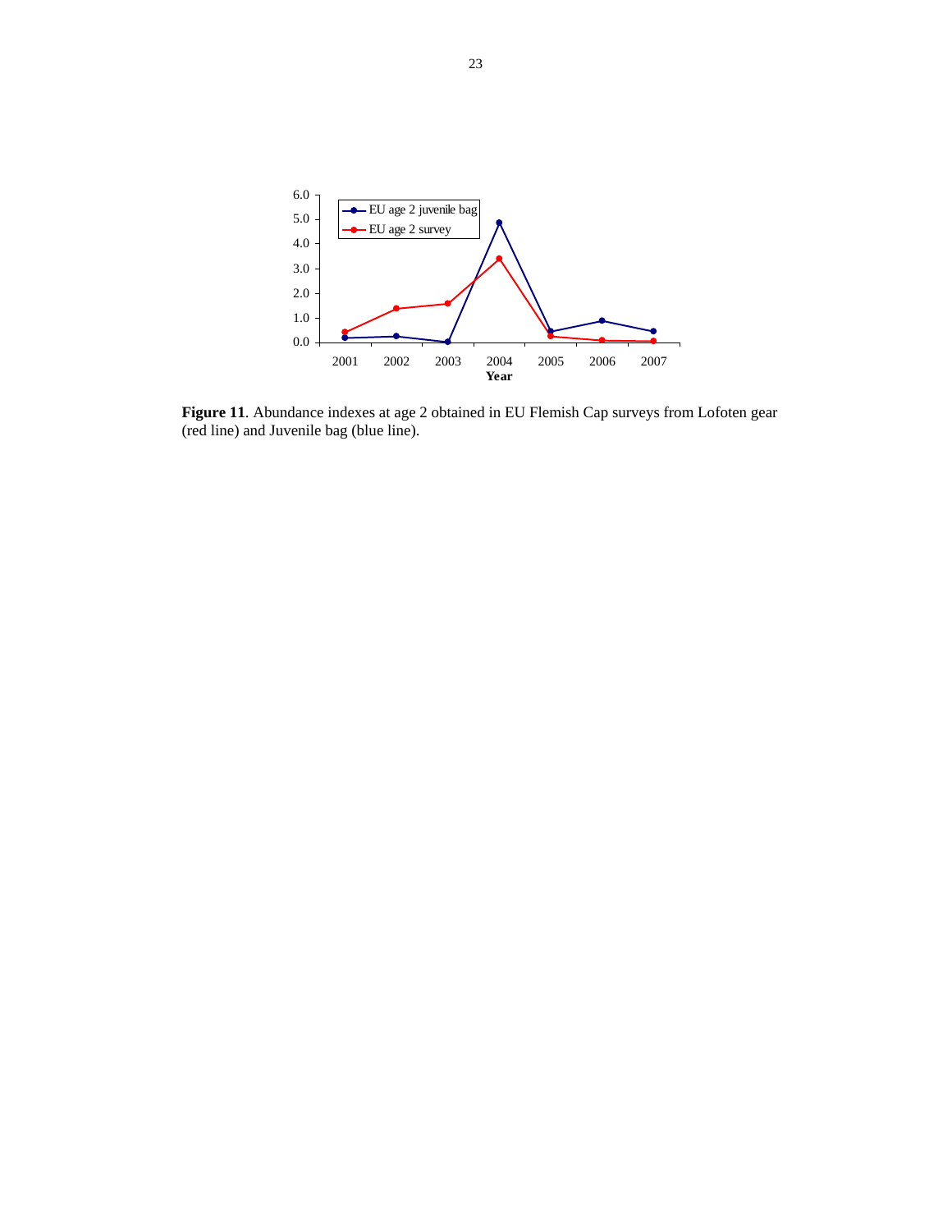6.0
5.0
4.0
3.0
2.0
1.0
0.0

EU age 2 juvenile bag
EU age 2 survey

2001 2002 2003 2004 2005 2006 2007

**Year**

**Figure 11**. Abundance indexes at age 2 obtained in EU Flemish Cap surveys from Lofoten gear (red line) and Juvenile bag (blue line).